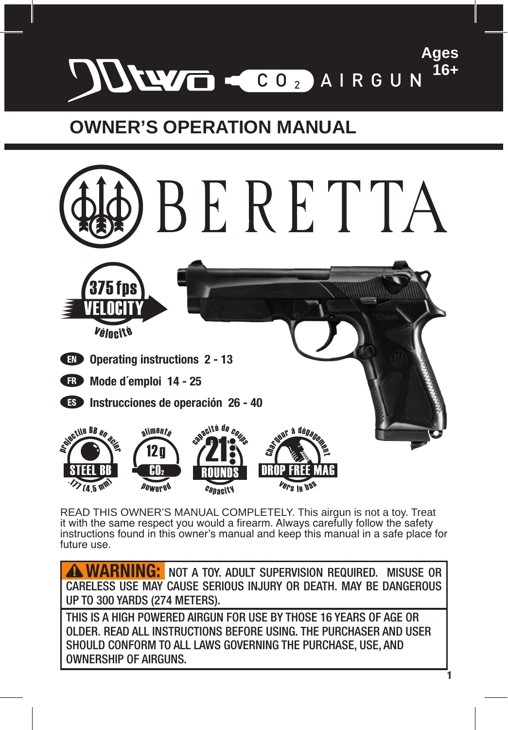# 90two CO2 AIRGUN

Ages 16+

## OWNER'S OPERATION MANUAL

# BERETTA

375 fps VELOCITY *Vélocité*

- **EN** Operating instructions 2 - 13
- **FR** Mode d´emploi 14 - 25
- **ES** Instrucciones de operación 26 - 40

projectile BB en acier — STEEL BB — .177 (4,5 mm)

alimenté — 12g $CO_2$ — powered

capacité de coups — 21 ROUNDS — capacity

chargeur à dégagement — DROP FREE MAG — vers le bas

READ THIS OWNER'S MANUAL COMPLETELY. This airgun is not a toy. Treat it with the same respect you would a firearm. Always carefully follow the safety instructions found in this owner's manual and keep this manual in a safe place for future use.

**⚠ WARNING:** NOT A TOY. ADULT SUPERVISION REQUIRED. MISUSE OR CARELESS USE MAY CAUSE SERIOUS INJURY OR DEATH. MAY BE DANGEROUS UP TO 300 YARDS (274 METERS).

THIS IS A HIGH POWERED AIRGUN FOR USE BY THOSE 16 YEARS OF AGE OR OLDER. READ ALL INSTRUCTIONS BEFORE USING. THE PURCHASER AND USER SHOULD CONFORM TO ALL LAWS GOVERNING THE PURCHASE, USE, AND OWNERSHIP OF AIRGUNS.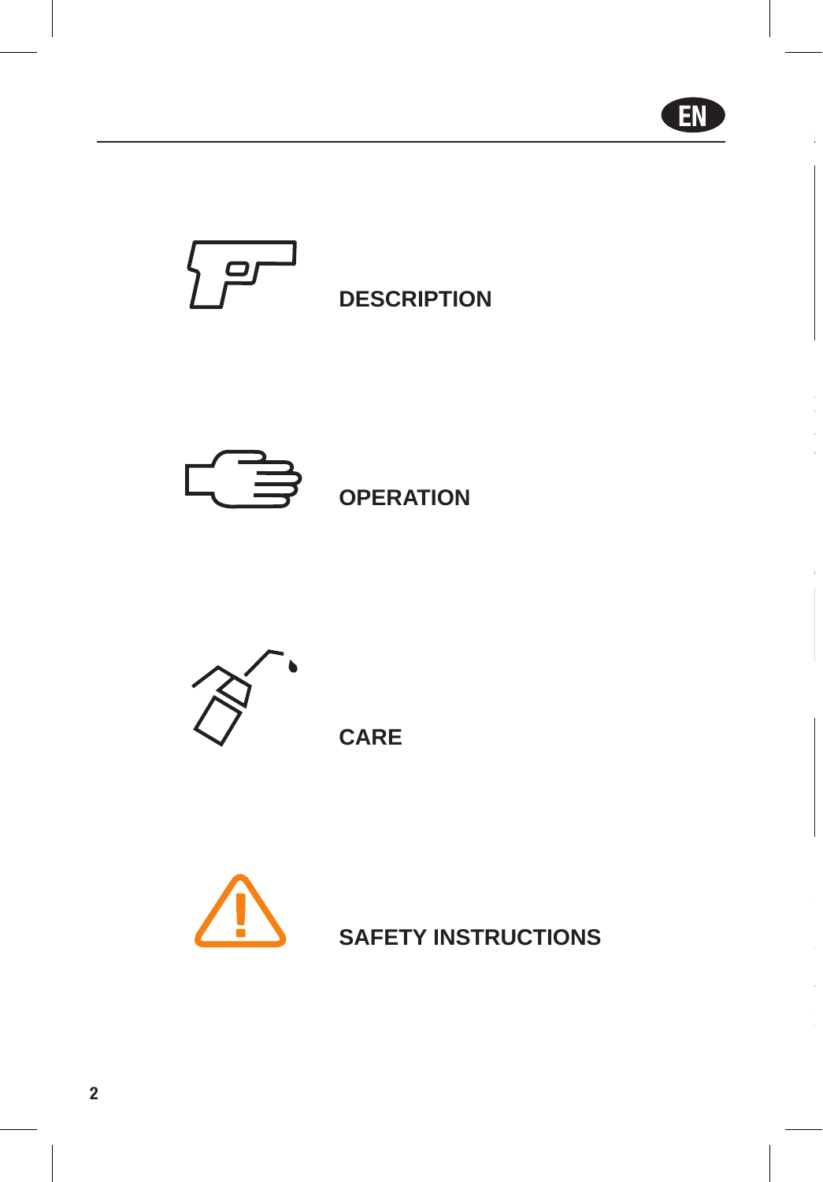EN

DESCRIPTION

OPERATION

CARE

SAFETY INSTRUCTIONS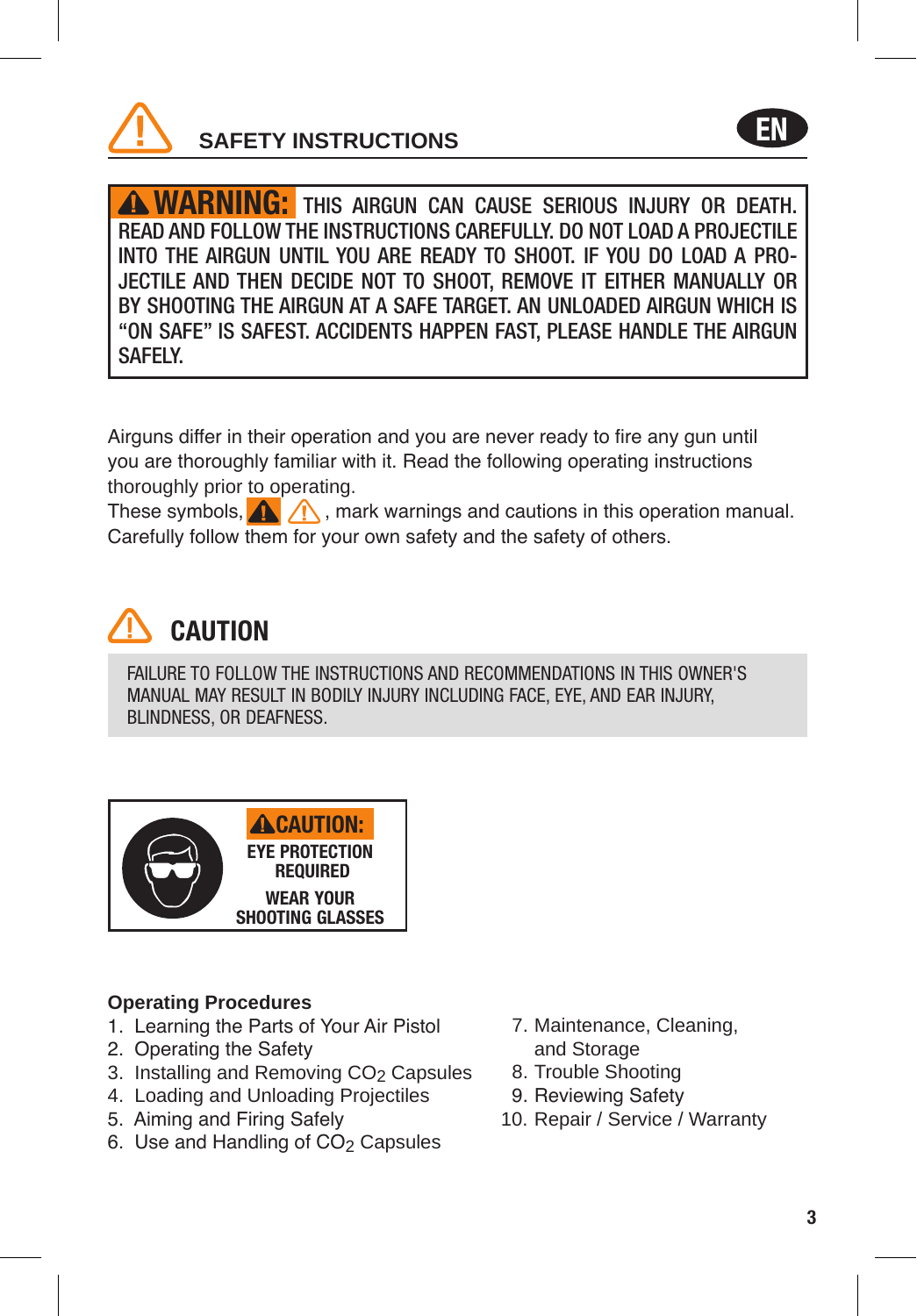## SAFETY INSTRUCTIONS

EN

**WARNING:** THIS AIRGUN CAN CAUSE SERIOUS INJURY OR DEATH. READ AND FOLLOW THE INSTRUCTIONS CAREFULLY. DO NOT LOAD A PROJECTILE INTO THE AIRGUN UNTIL YOU ARE READY TO SHOOT. IF YOU DO LOAD A PROJECTILE AND THEN DECIDE NOT TO SHOOT, REMOVE IT EITHER MANUALLY OR BY SHOOTING THE AIRGUN AT A SAFE TARGET. AN UNLOADED AIRGUN WHICH IS "ON SAFE" IS SAFEST. ACCIDENTS HAPPEN FAST, PLEASE HANDLE THE AIRGUN SAFELY.

Airguns differ in their operation and you are never ready to fire any gun until you are thoroughly familiar with it. Read the following operating instructions thoroughly prior to operating.
These symbols, ⚠ ⚠, mark warnings and cautions in this operation manual. Carefully follow them for your own safety and the safety of others.

## CAUTION

FAILURE TO FOLLOW THE INSTRUCTIONS AND RECOMMENDATIONS IN THIS OWNER'S MANUAL MAY RESULT IN BODILY INJURY INCLUDING FACE, EYE, AND EAR INJURY, BLINDNESS, OR DEAFNESS.

**CAUTION:**
EYE PROTECTION REQUIRED
WEAR YOUR SHOOTING GLASSES

**Operating Procedures**

1. Learning the Parts of Your Air Pistol
2. Operating the Safety
3. Installing and Removing $CO_2$ Capsules
4. Loading and Unloading Projectiles
5. Aiming and Firing Safely
6. Use and Handling of $CO_2$ Capsules
7. Maintenance, Cleaning, and Storage
8. Trouble Shooting
9. Reviewing Safety
10. Repair / Service / Warranty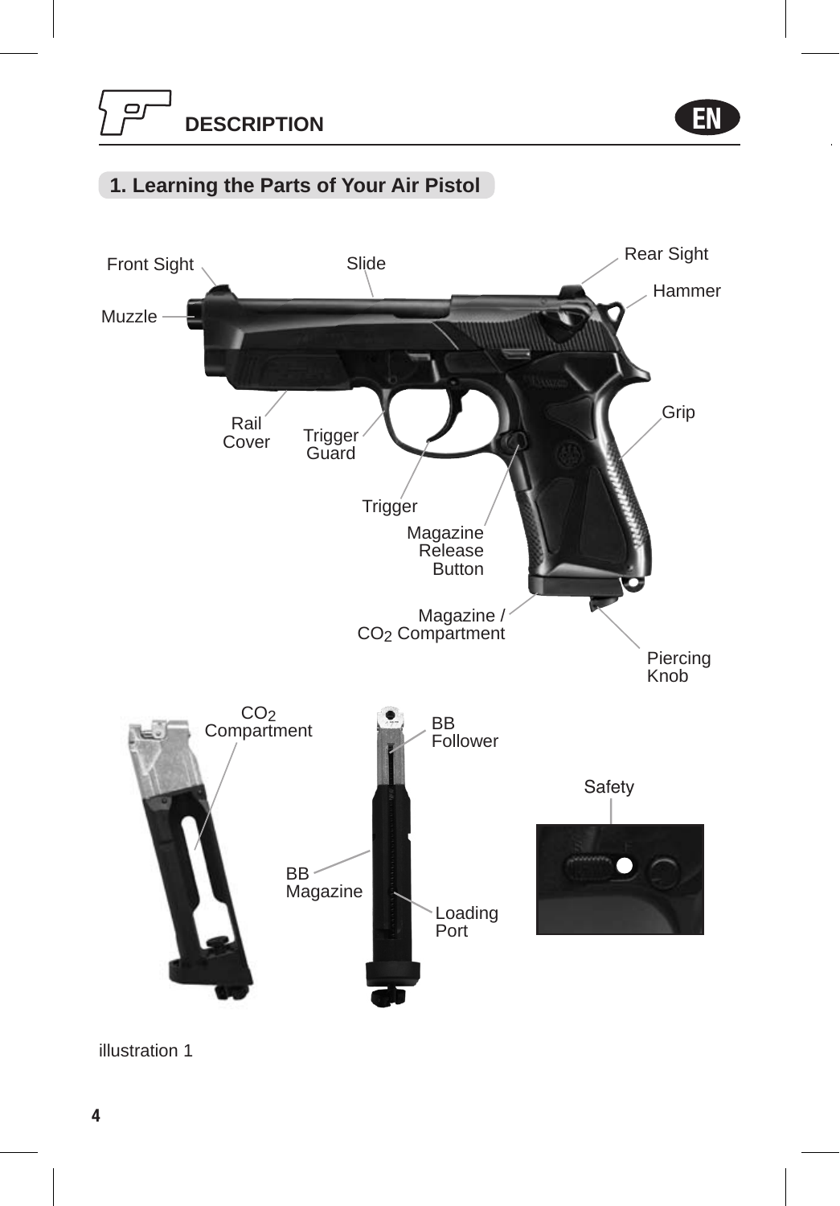# DESCRIPTION

## 1. Learning the Parts of Your Air Pistol

Front Sight

Slide

Rear Sight

Hammer

Muzzle

Grip

Rail Cover

Trigger Guard

Trigger

Magazine Release Button

Magazine / $CO_2$ Compartment

Piercing Knob

$CO_2$ Compartment

BB Follower

Safety

BB Magazine

Loading Port

illustration 1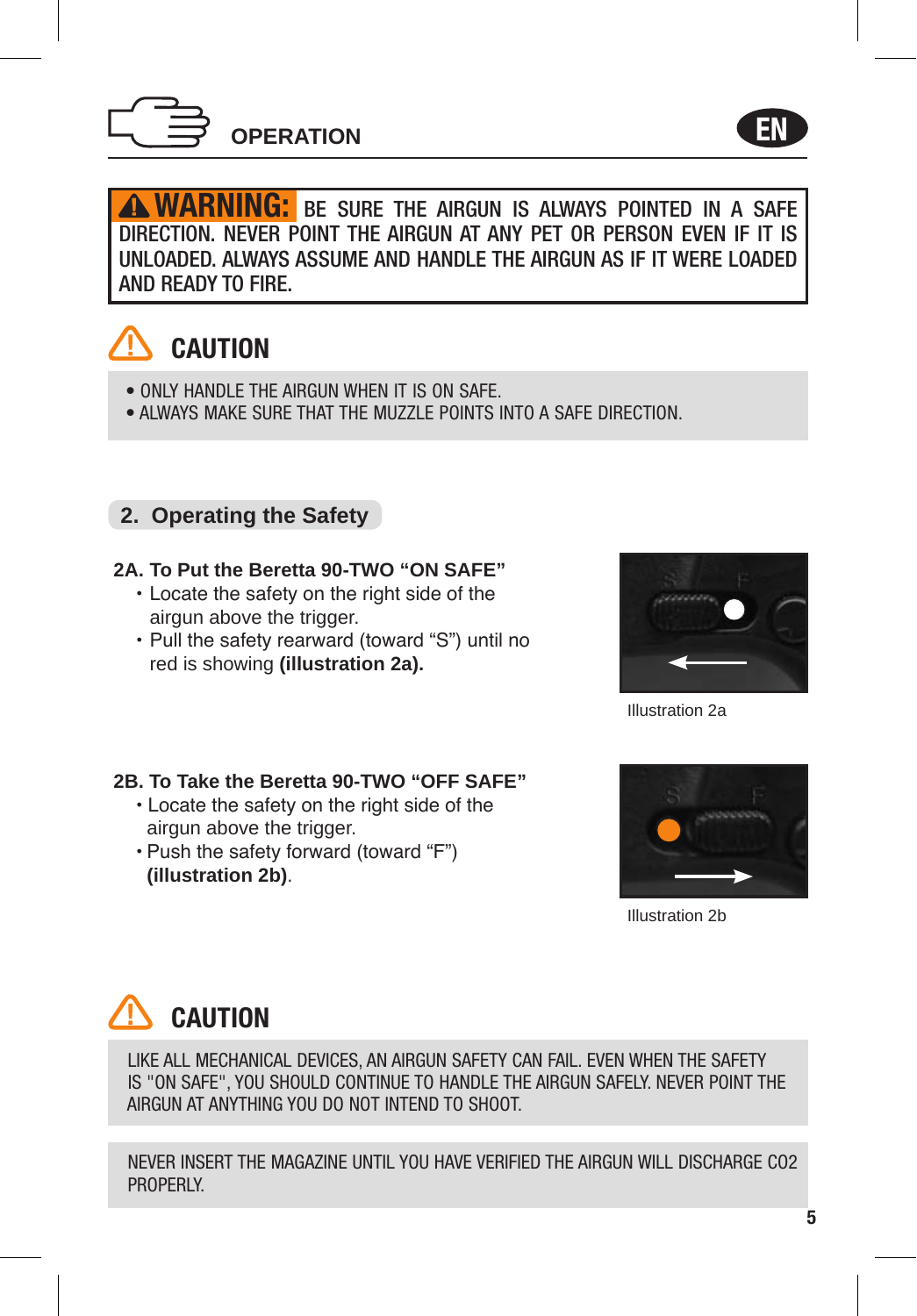## OPERATION

**WARNING:** BE SURE THE AIRGUN IS ALWAYS POINTED IN A SAFE DIRECTION. NEVER POINT THE AIRGUN AT ANY PET OR PERSON EVEN IF IT IS UNLOADED. ALWAYS ASSUME AND HANDLE THE AIRGUN AS IF IT WERE LOADED AND READY TO FIRE.

### CAUTION

- ONLY HANDLE THE AIRGUN WHEN IT IS ON SAFE.
- ALWAYS MAKE SURE THAT THE MUZZLE POINTS INTO A SAFE DIRECTION.

## 2. Operating the Safety

### 2A. To Put the Beretta 90-TWO "ON SAFE"

- Locate the safety on the right side of the airgun above the trigger.
- Pull the safety rearward (toward "S") until no red is showing **(illustration 2a).**

Illustration 2a

### 2B. To Take the Beretta 90-TWO "OFF SAFE"

- Locate the safety on the right side of the airgun above the trigger.
- Push the safety forward (toward "F") **(illustration 2b)**.

Illustration 2b

### CAUTION

LIKE ALL MECHANICAL DEVICES, AN AIRGUN SAFETY CAN FAIL. EVEN WHEN THE SAFETY IS "ON SAFE", YOU SHOULD CONTINUE TO HANDLE THE AIRGUN SAFELY. NEVER POINT THE AIRGUN AT ANYTHING YOU DO NOT INTEND TO SHOOT.

NEVER INSERT THE MAGAZINE UNTIL YOU HAVE VERIFIED THE AIRGUN WILL DISCHARGE $CO_2$ PROPERLY.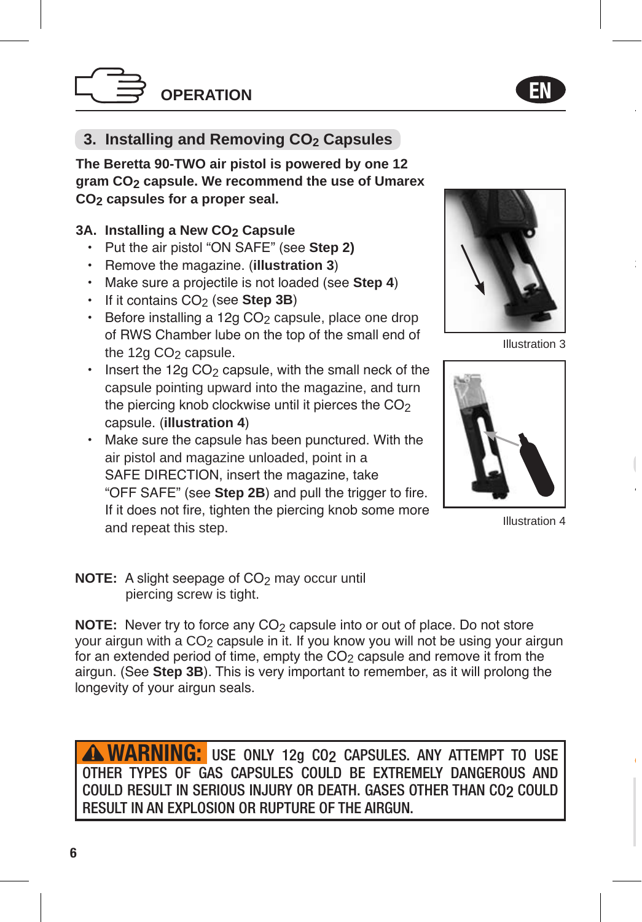## OPERATION

### 3. Installing and Removing $CO_2$ Capsules

**The Beretta 90-TWO air pistol is powered by one 12 gram $CO_2$ capsule. We recommend the use of Umarex $CO_2$ capsules for a proper seal.**

#### 3A. Installing a New $CO_2$ Capsule

- Put the air pistol "ON SAFE" (see **Step 2)**
- Remove the magazine. (**illustration 3**)
- Make sure a projectile is not loaded (see **Step 4**)
- If it contains $CO_2$ (see **Step 3B**)
- Before installing a 12g $CO_2$ capsule, place one drop of RWS Chamber lube on the top of the small end of the 12g $CO_2$ capsule.
- Insert the 12g $CO_2$ capsule, with the small neck of the capsule pointing upward into the magazine, and turn the piercing knob clockwise until it pierces the $CO_2$ capsule. (**illustration 4**)
- Make sure the capsule has been punctured. With the air pistol and magazine unloaded, point in a SAFE DIRECTION, insert the magazine, take "OFF SAFE" (see **Step 2B**) and pull the trigger to fire. If it does not fire, tighten the piercing knob some more and repeat this step.

Illustration 3

Illustration 4

**NOTE:** A slight seepage of $CO_2$ may occur until piercing screw is tight.

**NOTE:** Never try to force any $CO_2$ capsule into or out of place. Do not store your airgun with a $CO_2$ capsule in it. If you know you will not be using your airgun for an extended period of time, empty the $CO_2$ capsule and remove it from the airgun. (See **Step 3B**). This is very important to remember, as it will prolong the longevity of your airgun seals.

**⚠ WARNING:** USE ONLY 12g $CO_2$ CAPSULES. ANY ATTEMPT TO USE OTHER TYPES OF GAS CAPSULES COULD BE EXTREMELY DANGEROUS AND COULD RESULT IN SERIOUS INJURY OR DEATH. GASES OTHER THAN $CO_2$ COULD RESULT IN AN EXPLOSION OR RUPTURE OF THE AIRGUN.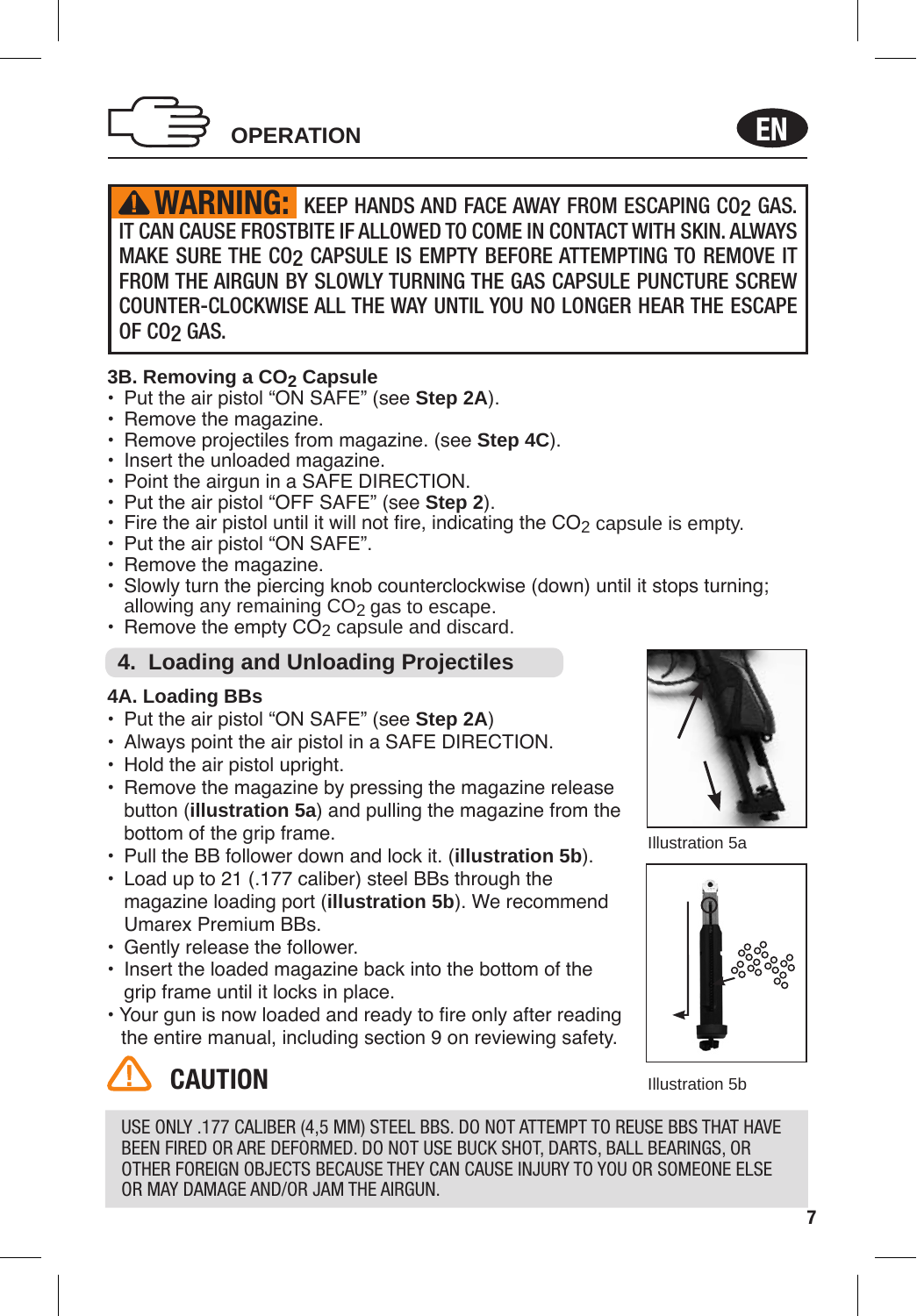## OPERATION

**⚠ WARNING:** KEEP HANDS AND FACE AWAY FROM ESCAPING $CO_2$ GAS. IT CAN CAUSE FROSTBITE IF ALLOWED TO COME IN CONTACT WITH SKIN. ALWAYS MAKE SURE THE $CO_2$ CAPSULE IS EMPTY BEFORE ATTEMPTING TO REMOVE IT FROM THE AIRGUN BY SLOWLY TURNING THE GAS CAPSULE PUNCTURE SCREW COUNTER-CLOCKWISE ALL THE WAY UNTIL YOU NO LONGER HEAR THE ESCAPE OF $CO_2$ GAS.

### 3B. Removing a $CO_2$ Capsule

- Put the air pistol "ON SAFE" (see **Step 2A**).
- Remove the magazine.
- Remove projectiles from magazine. (see **Step 4C**).
- Insert the unloaded magazine.
- Point the airgun in a SAFE DIRECTION.
- Put the air pistol "OFF SAFE" (see **Step 2**).
- Fire the air pistol until it will not fire, indicating the $CO_2$ capsule is empty.
- Put the air pistol "ON SAFE".
- Remove the magazine.
- Slowly turn the piercing knob counterclockwise (down) until it stops turning; allowing any remaining $CO_2$ gas to escape.
- Remove the empty $CO_2$ capsule and discard.

## 4. Loading and Unloading Projectiles

### 4A. Loading BBs

- Put the air pistol "ON SAFE" (see **Step 2A**)
- Always point the air pistol in a SAFE DIRECTION.
- Hold the air pistol upright.
- Remove the magazine by pressing the magazine release button (**illustration 5a**) and pulling the magazine from the bottom of the grip frame.
- Pull the BB follower down and lock it. (**illustration 5b**).
- Load up to 21 (.177 caliber) steel BBs through the magazine loading port (**illustration 5b**). We recommend Umarex Premium BBs.
- Gently release the follower.
- Insert the loaded magazine back into the bottom of the grip frame until it locks in place.
- Your gun is now loaded and ready to fire only after reading the entire manual, including section 9 on reviewing safety.

Illustration 5a

Illustration 5b

**⚠ CAUTION**

USE ONLY .177 CALIBER (4,5 MM) STEEL BBS. DO NOT ATTEMPT TO REUSE BBS THAT HAVE BEEN FIRED OR ARE DEFORMED. DO NOT USE BUCK SHOT, DARTS, BALL BEARINGS, OR OTHER FOREIGN OBJECTS BECAUSE THEY CAN CAUSE INJURY TO YOU OR SOMEONE ELSE OR MAY DAMAGE AND/OR JAM THE AIRGUN.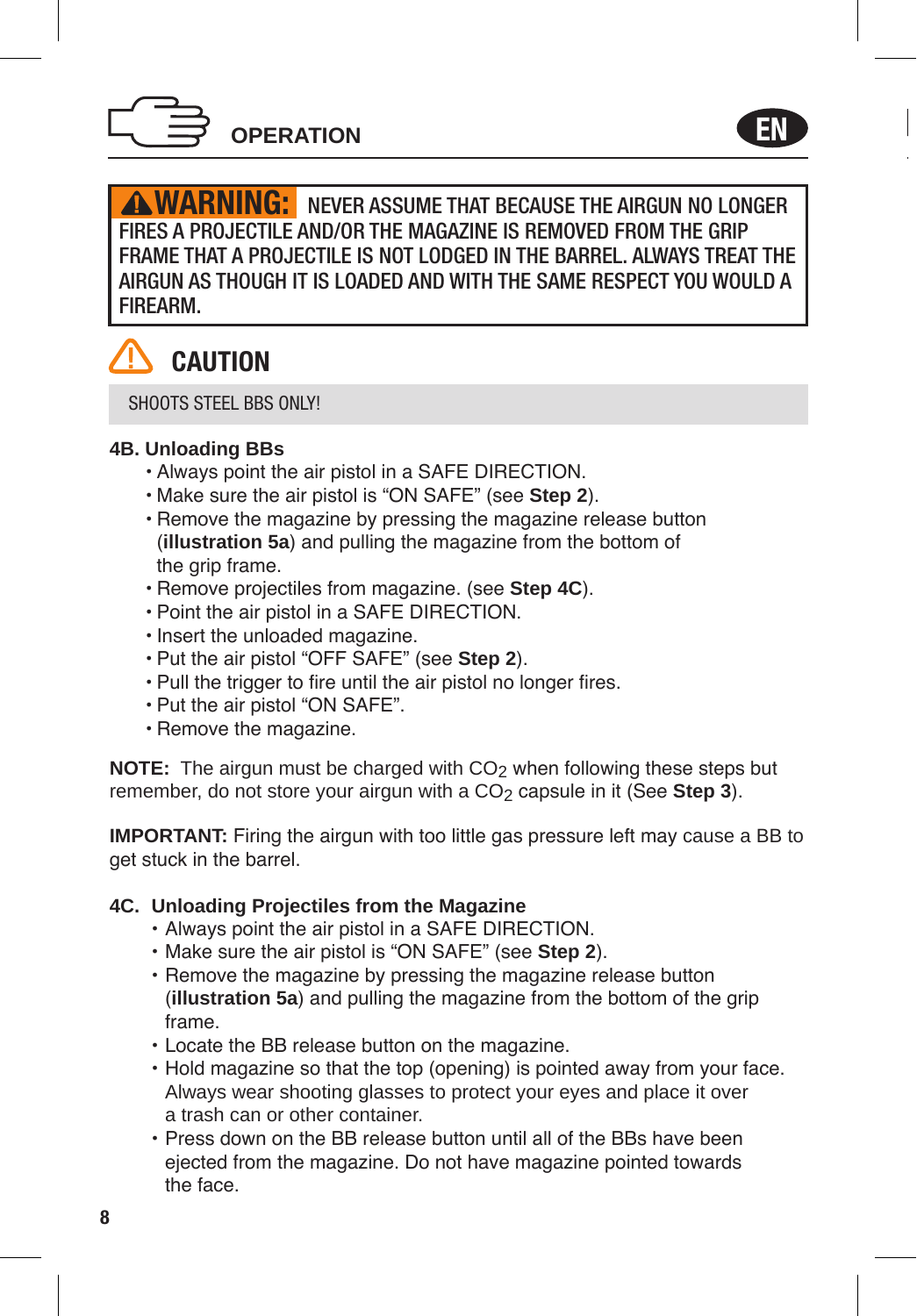## OPERATION

EN

**⚠ WARNING:** NEVER ASSUME THAT BECAUSE THE AIRGUN NO LONGER FIRES A PROJECTILE AND/OR THE MAGAZINE IS REMOVED FROM THE GRIP FRAME THAT A PROJECTILE IS NOT LODGED IN THE BARREL. ALWAYS TREAT THE AIRGUN AS THOUGH IT IS LOADED AND WITH THE SAME RESPECT YOU WOULD A FIREARM.

**⚠ CAUTION**

SHOOTS STEEL BBS ONLY!

### 4B. Unloading BBs

- Always point the air pistol in a SAFE DIRECTION.
- Make sure the air pistol is “ON SAFE” (see **Step 2**).
- Remove the magazine by pressing the magazine release button (**illustration 5a**) and pulling the magazine from the bottom of the grip frame.
- Remove projectiles from magazine. (see **Step 4C**).
- Point the air pistol in a SAFE DIRECTION.
- Insert the unloaded magazine.
- Put the air pistol “OFF SAFE” (see **Step 2**).
- Pull the trigger to fire until the air pistol no longer fires.
- Put the air pistol “ON SAFE”.
- Remove the magazine.

**NOTE:** The airgun must be charged with $CO_2$ when following these steps but remember, do not store your airgun with a $CO_2$ capsule in it (See **Step 3**).

**IMPORTANT:** Firing the airgun with too little gas pressure left may cause a BB to get stuck in the barrel.

### 4C. Unloading Projectiles from the Magazine

- Always point the air pistol in a SAFE DIRECTION.
- Make sure the air pistol is “ON SAFE” (see **Step 2**).
- Remove the magazine by pressing the magazine release button (**illustration 5a**) and pulling the magazine from the bottom of the grip frame.
- Locate the BB release button on the magazine.
- Hold magazine so that the top (opening) is pointed away from your face. Always wear shooting glasses to protect your eyes and place it over a trash can or other container.
- Press down on the BB release button until all of the BBs have been ejected from the magazine. Do not have magazine pointed towards the face.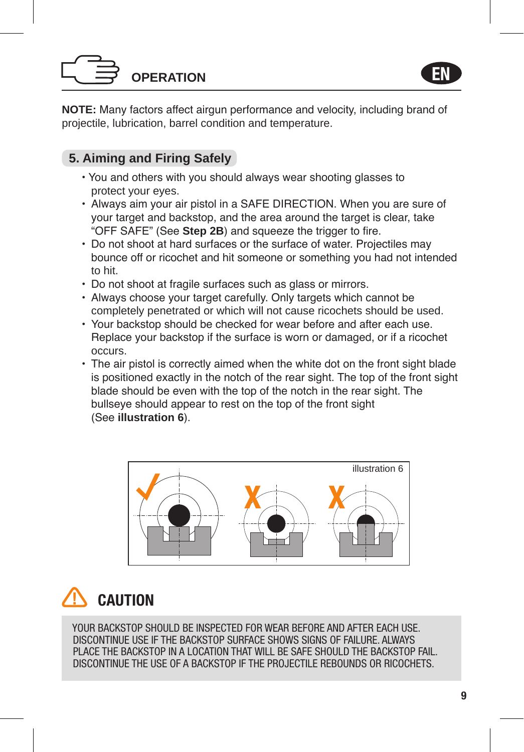## OPERATION

**NOTE:** Many factors affect airgun performance and velocity, including brand of projectile, lubrication, barrel condition and temperature.

### 5. Aiming and Firing Safely

- You and others with you should always wear shooting glasses to protect your eyes.
- Always aim your air pistol in a SAFE DIRECTION. When you are sure of your target and backstop, and the area around the target is clear, take “OFF SAFE” (See **Step 2B**) and squeeze the trigger to fire.
- Do not shoot at hard surfaces or the surface of water. Projectiles may bounce off or ricochet and hit someone or something you had not intended to hit.
- Do not shoot at fragile surfaces such as glass or mirrors.
- Always choose your target carefully. Only targets which cannot be completely penetrated or which will not cause ricochets should be used.
- Your backstop should be checked for wear before and after each use. Replace your backstop if the surface is worn or damaged, or if a ricochet occurs.
- The air pistol is correctly aimed when the white dot on the front sight blade is positioned exactly in the notch of the rear sight. The top of the front sight blade should be even with the top of the notch in the rear sight. The bullseye should appear to rest on the top of the front sight (See **illustration 6**).

illustration 6

## CAUTION

YOUR BACKSTOP SHOULD BE INSPECTED FOR WEAR BEFORE AND AFTER EACH USE. DISCONTINUE USE IF THE BACKSTOP SURFACE SHOWS SIGNS OF FAILURE. ALWAYS PLACE THE BACKSTOP IN A LOCATION THAT WILL BE SAFE SHOULD THE BACKSTOP FAIL. DISCONTINUE THE USE OF A BACKSTOP IF THE PROJECTILE REBOUNDS OR RICOCHETS.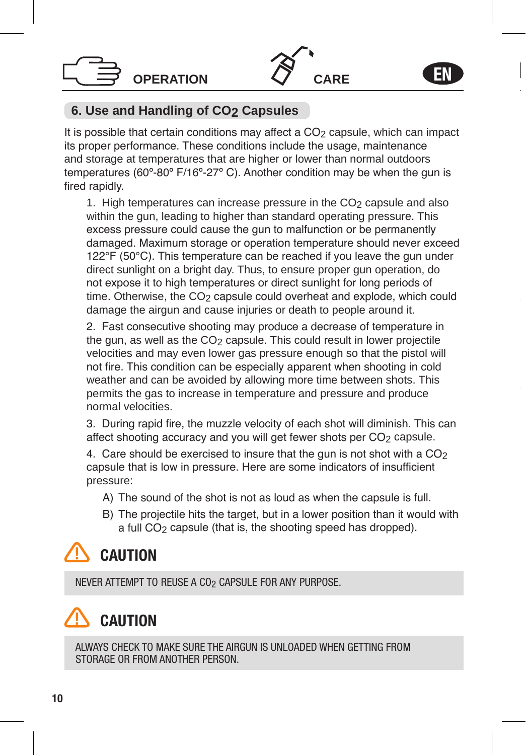OPERATION CARE EN

## 6. Use and Handling of $CO_2$ Capsules

It is possible that certain conditions may affect a $CO_2$ capsule, which can impact its proper performance. These conditions include the usage, maintenance and storage at temperatures that are higher or lower than normal outdoors temperatures (60º-80º F/16º-27º C). Another condition may be when the gun is fired rapidly.

1. High temperatures can increase pressure in the $CO_2$ capsule and also within the gun, leading to higher than standard operating pressure. This excess pressure could cause the gun to malfunction or be permanently damaged. Maximum storage or operation temperature should never exceed 122°F (50°C). This temperature can be reached if you leave the gun under direct sunlight on a bright day. Thus, to ensure proper gun operation, do not expose it to high temperatures or direct sunlight for long periods of time. Otherwise, the $CO_2$ capsule could overheat and explode, which could damage the airgun and cause injuries or death to people around it.

2. Fast consecutive shooting may produce a decrease of temperature in the gun, as well as the $CO_2$ capsule. This could result in lower projectile velocities and may even lower gas pressure enough so that the pistol will not fire. This condition can be especially apparent when shooting in cold weather and can be avoided by allowing more time between shots. This permits the gas to increase in temperature and pressure and produce normal velocities.

3. During rapid fire, the muzzle velocity of each shot will diminish. This can affect shooting accuracy and you will get fewer shots per $CO_2$ capsule.

4. Care should be exercised to insure that the gun is not shot with a $CO_2$ capsule that is low in pressure. Here are some indicators of insufficient pressure:

   A) The sound of the shot is not as loud as when the capsule is full.

   B) The projectile hits the target, but in a lower position than it would with a full $CO_2$ capsule (that is, the shooting speed has dropped).

### CAUTION

NEVER ATTEMPT TO REUSE A $CO_2$ CAPSULE FOR ANY PURPOSE.

### CAUTION

ALWAYS CHECK TO MAKE SURE THE AIRGUN IS UNLOADED WHEN GETTING FROM STORAGE OR FROM ANOTHER PERSON.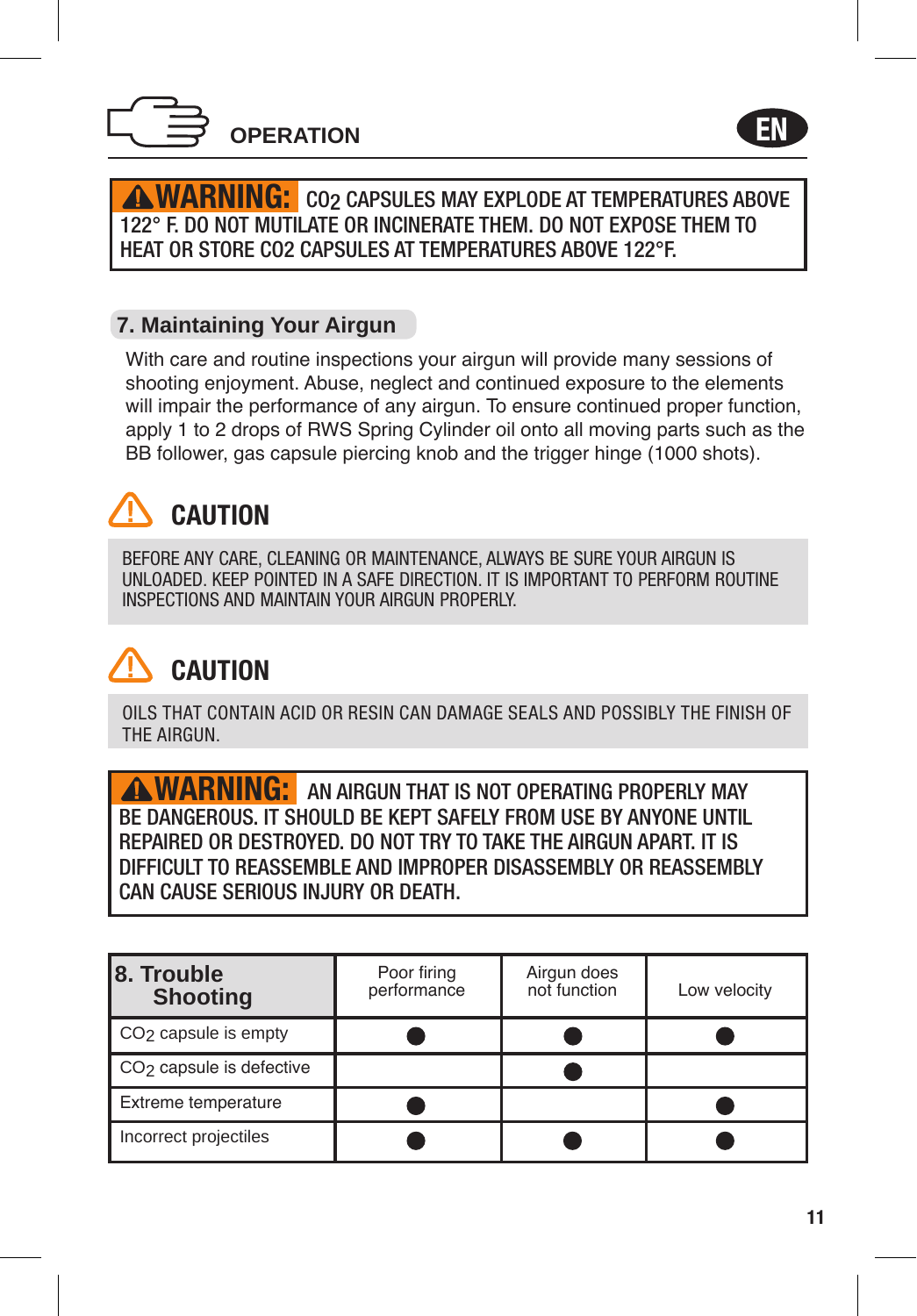## OPERATION

**⚠ WARNING:** $CO_2$ CAPSULES MAY EXPLODE AT TEMPERATURES ABOVE 122° F. DO NOT MUTILATE OR INCINERATE THEM. DO NOT EXPOSE THEM TO HEAT OR STORE CO2 CAPSULES AT TEMPERATURES ABOVE 122°F.

### 7. Maintaining Your Airgun

With care and routine inspections your airgun will provide many sessions of shooting enjoyment. Abuse, neglect and continued exposure to the elements will impair the performance of any airgun. To ensure continued proper function, apply 1 to 2 drops of RWS Spring Cylinder oil onto all moving parts such as the BB follower, gas capsule piercing knob and the trigger hinge (1000 shots).

**⚠ CAUTION**

BEFORE ANY CARE, CLEANING OR MAINTENANCE, ALWAYS BE SURE YOUR AIRGUN IS UNLOADED. KEEP POINTED IN A SAFE DIRECTION. IT IS IMPORTANT TO PERFORM ROUTINE INSPECTIONS AND MAINTAIN YOUR AIRGUN PROPERLY.

**⚠ CAUTION**

OILS THAT CONTAIN ACID OR RESIN CAN DAMAGE SEALS AND POSSIBLY THE FINISH OF THE AIRGUN.

**⚠ WARNING:** AN AIRGUN THAT IS NOT OPERATING PROPERLY MAY BE DANGEROUS. IT SHOULD BE KEPT SAFELY FROM USE BY ANYONE UNTIL REPAIRED OR DESTROYED. DO NOT TRY TO TAKE THE AIRGUN APART. IT IS DIFFICULT TO REASSEMBLE AND IMPROPER DISASSEMBLY OR REASSEMBLY CAN CAUSE SERIOUS INJURY OR DEATH.

| **8. Trouble Shooting** | Poor firing performance | Airgun does not function | Low velocity |
|---|---|---|---|
| $CO_2$ capsule is empty | ● | ● | ● |
| $CO_2$ capsule is defective | | ● | |
| Extreme temperature | ● | | ● |
| Incorrect projectiles | ● | ● | ● |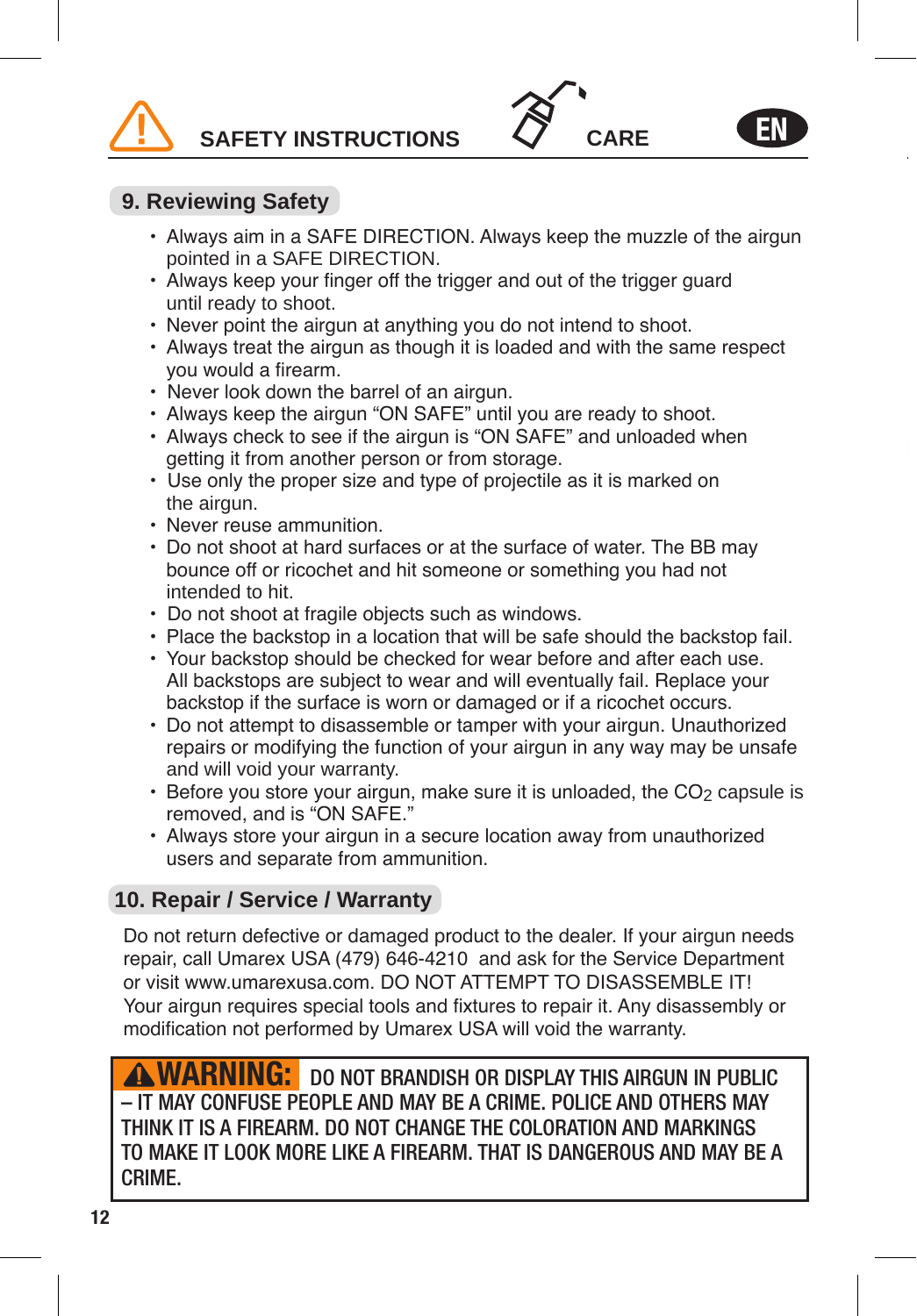SAFETY INSTRUCTIONS CARE EN

## 9. Reviewing Safety

- Always aim in a SAFE DIRECTION. Always keep the muzzle of the airgun pointed in a SAFE DIRECTION.
- Always keep your finger off the trigger and out of the trigger guard until ready to shoot.
- Never point the airgun at anything you do not intend to shoot.
- Always treat the airgun as though it is loaded and with the same respect you would a firearm.
- Never look down the barrel of an airgun.
- Always keep the airgun “ON SAFE” until you are ready to shoot.
- Always check to see if the airgun is “ON SAFE” and unloaded when getting it from another person or from storage.
- Use only the proper size and type of projectile as it is marked on the airgun.
- Never reuse ammunition.
- Do not shoot at hard surfaces or at the surface of water. The BB may bounce off or ricochet and hit someone or something you had not intended to hit.
- Do not shoot at fragile objects such as windows.
- Place the backstop in a location that will be safe should the backstop fail.
- Your backstop should be checked for wear before and after each use. All backstops are subject to wear and will eventually fail. Replace your backstop if the surface is worn or damaged or if a ricochet occurs.
- Do not attempt to disassemble or tamper with your airgun. Unauthorized repairs or modifying the function of your airgun in any way may be unsafe and will void your warranty.
- Before you store your airgun, make sure it is unloaded, the $CO_2$ capsule is removed, and is “ON SAFE.”
- Always store your airgun in a secure location away from unauthorized users and separate from ammunition.

## 10. Repair / Service / Warranty

Do not return defective or damaged product to the dealer. If your airgun needs repair, call Umarex USA (479) 646-4210 and ask for the Service Department or visit www.umarexusa.com. DO NOT ATTEMPT TO DISASSEMBLE IT! Your airgun requires special tools and fixtures to repair it. Any disassembly or modification not performed by Umarex USA will void the warranty.

**⚠ WARNING:** DO NOT BRANDISH OR DISPLAY THIS AIRGUN IN PUBLIC – IT MAY CONFUSE PEOPLE AND MAY BE A CRIME. POLICE AND OTHERS MAY THINK IT IS A FIREARM. DO NOT CHANGE THE COLORATION AND MARKINGS TO MAKE IT LOOK MORE LIKE A FIREARM. THAT IS DANGEROUS AND MAY BE A CRIME.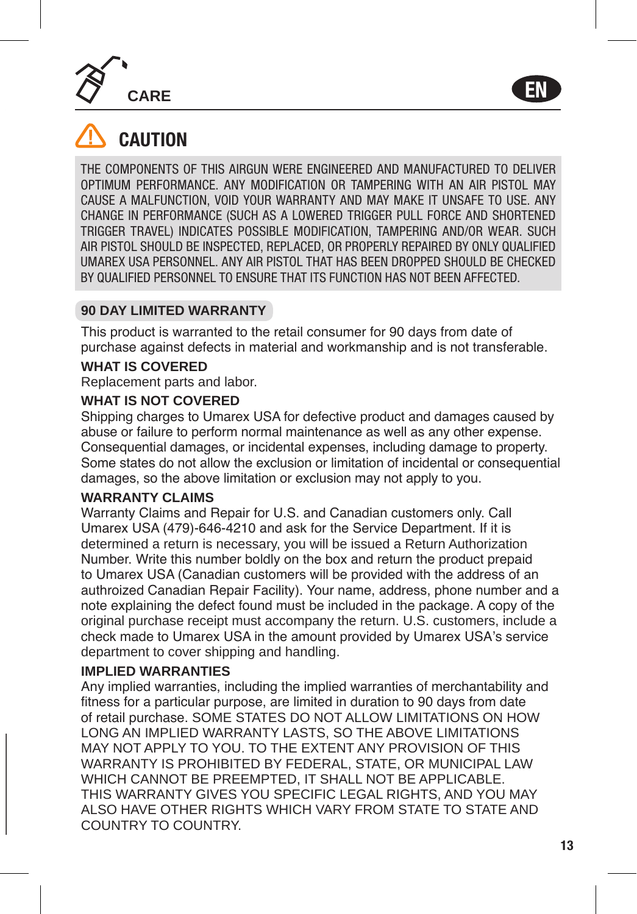## CARE

EN

### CAUTION

THE COMPONENTS OF THIS AIRGUN WERE ENGINEERED AND MANUFACTURED TO DELIVER OPTIMUM PERFORMANCE. ANY MODIFICATION OR TAMPERING WITH AN AIR PISTOL MAY CAUSE A MALFUNCTION, VOID YOUR WARRANTY AND MAY MAKE IT UNSAFE TO USE. ANY CHANGE IN PERFORMANCE (SUCH AS A LOWERED TRIGGER PULL FORCE AND SHORTENED TRIGGER TRAVEL) INDICATES POSSIBLE MODIFICATION, TAMPERING AND/OR WEAR. SUCH AIR PISTOL SHOULD BE INSPECTED, REPLACED, OR PROPERLY REPAIRED BY ONLY QUALIFIED UMAREX USA PERSONNEL. ANY AIR PISTOL THAT HAS BEEN DROPPED SHOULD BE CHECKED BY QUALIFIED PERSONNEL TO ENSURE THAT ITS FUNCTION HAS NOT BEEN AFFECTED.

### 90 DAY LIMITED WARRANTY

This product is warranted to the retail consumer for 90 days from date of purchase against defects in material and workmanship and is not transferable.

**WHAT IS COVERED**

Replacement parts and labor.

**WHAT IS NOT COVERED**

Shipping charges to Umarex USA for defective product and damages caused by abuse or failure to perform normal maintenance as well as any other expense. Consequential damages, or incidental expenses, including damage to property. Some states do not allow the exclusion or limitation of incidental or consequential damages, so the above limitation or exclusion may not apply to you.

**WARRANTY CLAIMS**

Warranty Claims and Repair for U.S. and Canadian customers only. Call Umarex USA (479)-646-4210 and ask for the Service Department. If it is determined a return is necessary, you will be issued a Return Authorization Number. Write this number boldly on the box and return the product prepaid to Umarex USA (Canadian customers will be provided with the address of an authroized Canadian Repair Facility). Your name, address, phone number and a note explaining the defect found must be included in the package. A copy of the original purchase receipt must accompany the return. U.S. customers, include a check made to Umarex USA in the amount provided by Umarex USA's service department to cover shipping and handling.

**IMPLIED WARRANTIES**

Any implied warranties, including the implied warranties of merchantability and fitness for a particular purpose, are limited in duration to 90 days from date of retail purchase. SOME STATES DO NOT ALLOW LIMITATIONS ON HOW LONG AN IMPLIED WARRANTY LASTS, SO THE ABOVE LIMITATIONS MAY NOT APPLY TO YOU. TO THE EXTENT ANY PROVISION OF THIS WARRANTY IS PROHIBITED BY FEDERAL, STATE, OR MUNICIPAL LAW WHICH CANNOT BE PREEMPTED, IT SHALL NOT BE APPLICABLE. THIS WARRANTY GIVES YOU SPECIFIC LEGAL RIGHTS, AND YOU MAY ALSO HAVE OTHER RIGHTS WHICH VARY FROM STATE TO STATE AND COUNTRY TO COUNTRY.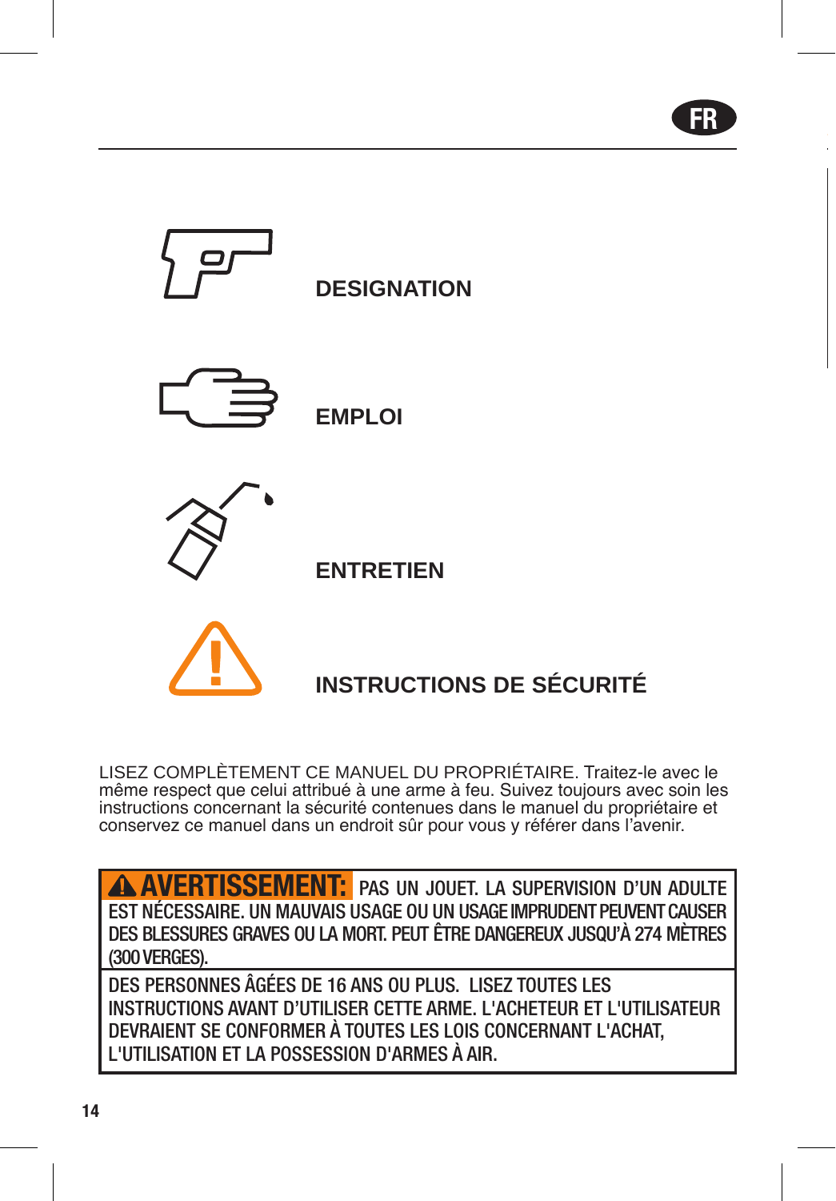**DESIGNATION**

**EMPLOI**

**ENTRETIEN**

**INSTRUCTIONS DE SÉCURITÉ**

LISEZ COMPLÈTEMENT CE MANUEL DU PROPRIÉTAIRE. Traitez-le avec le même respect que celui attribué à une arme à feu. Suivez toujours avec soin les instructions concernant la sécurité contenues dans le manuel du propriétaire et conservez ce manuel dans un endroit sûr pour vous y référer dans l'avenir.

**⚠ AVERTISSEMENT:** PAS UN JOUET. LA SUPERVISION D'UN ADULTE EST NÉCESSAIRE. UN MAUVAIS USAGE OU UN USAGE IMPRUDENT PEUVENT CAUSER DES BLESSURES GRAVES OU LA MORT. PEUT ÊTRE DANGEREUX JUSQU'À 274 MÈTRES (300 VERGES).

DES PERSONNES ÂGÉES DE 16 ANS OU PLUS. LISEZ TOUTES LES INSTRUCTIONS AVANT D'UTILISER CETTE ARME. L'ACHETEUR ET L'UTILISATEUR DEVRAIENT SE CONFORMER À TOUTES LES LOIS CONCERNANT L'ACHAT, L'UTILISATION ET LA POSSESSION D'ARMES À AIR.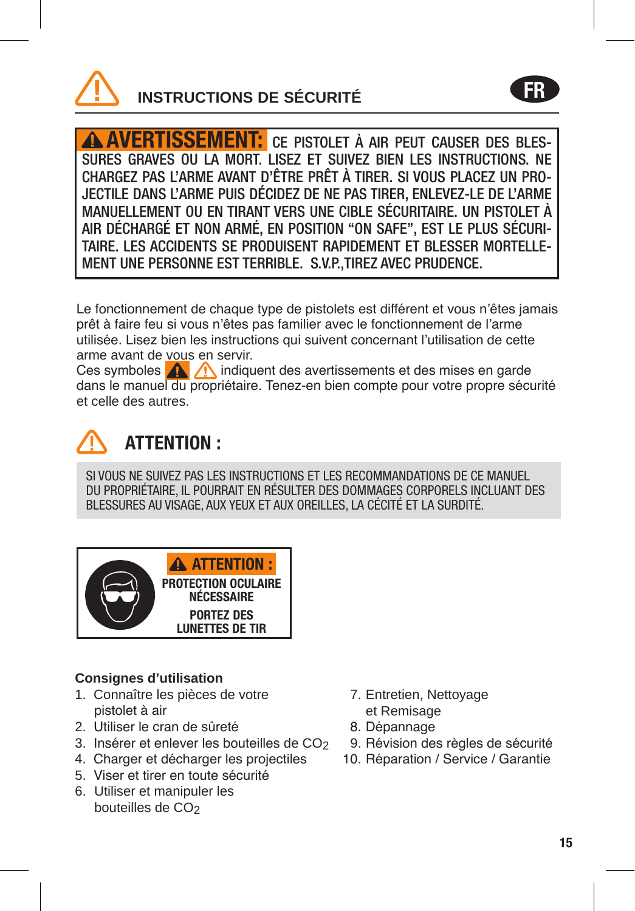## INSTRUCTIONS DE SÉCURITÉ

**AVERTISSEMENT:** CE PISTOLET À AIR PEUT CAUSER DES BLESSURES GRAVES OU LA MORT. LISEZ ET SUIVEZ BIEN LES INSTRUCTIONS. NE CHARGEZ PAS L'ARME AVANT D'ÊTRE PRÊT À TIRER. SI VOUS PLACEZ UN PROJECTILE DANS L'ARME PUIS DÉCIDEZ DE NE PAS TIRER, ENLEVEZ-LE DE L'ARME MANUELLEMENT OU EN TIRANT VERS UNE CIBLE SÉCURITAIRE. UN PISTOLET À AIR DÉCHARGÉ ET NON ARMÉ, EN POSITION "ON SAFE", EST LE PLUS SÉCURITAIRE. LES ACCIDENTS SE PRODUISENT RAPIDEMENT ET BLESSER MORTELLEMENT UNE PERSONNE EST TERRIBLE. S.V.P.,TIREZ AVEC PRUDENCE.

Le fonctionnement de chaque type de pistolets est différent et vous n'êtes jamais prêt à faire feu si vous n'êtes pas familier avec le fonctionnement de l'arme utilisée. Lisez bien les instructions qui suivent concernant l'utilisation de cette arme avant de vous en servir.
Ces symboles ⚠ ⚠ indiquent des avertissements et des mises en garde dans le manuel du propriétaire. Tenez-en bien compte pour votre propre sécurité et celle des autres.

## ATTENTION :

SI VOUS NE SUIVEZ PAS LES INSTRUCTIONS ET LES RECOMMANDATIONS DE CE MANUEL DU PROPRIÉTAIRE, IL POURRAIT EN RÉSULTER DES DOMMAGES CORPORELS INCLUANT DES BLESSURES AU VISAGE, AUX YEUX ET AUX OREILLES, LA CÉCITÉ ET LA SURDITÉ.

**ATTENTION :**
**PROTECTION OCULAIRE NÉCESSAIRE**
**PORTEZ DES LUNETTES DE TIR**

### Consignes d'utilisation

1. Connaître les pièces de votre pistolet à air
2. Utiliser le cran de sûreté
3. Insérer et enlever les bouteilles de $CO_2$
4. Charger et décharger les projectiles
5. Viser et tirer en toute sécurité
6. Utiliser et manipuler les bouteilles de $CO_2$
7. Entretien, Nettoyage et Remisage
8. Dépannage
9. Révision des règles de sécurité
10. Réparation / Service / Garantie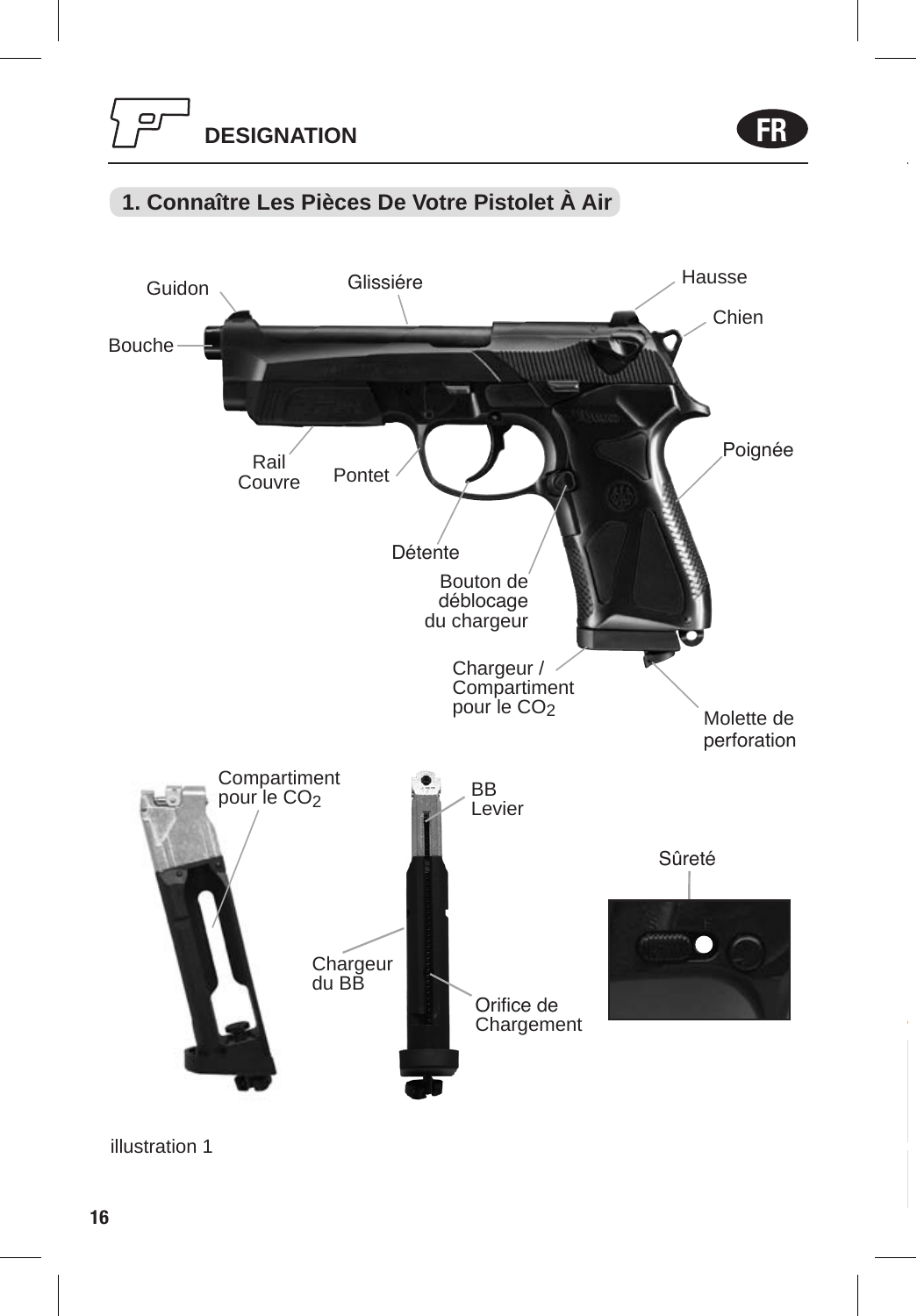## DESIGNATION

### 1. Connaître Les Pièces De Votre Pistolet À Air

Guidon
Glissiére
Hausse
Chien
Bouche
Poignée
Rail Couvre
Pontet
Détente
Bouton de déblocage du chargeur
Chargeur / Compartiment pour le $CO_2$
Molette de perforation

Compartiment pour le $CO_2$
BB Levier
Sûreté
Chargeur du BB
Orifice de Chargement

illustration 1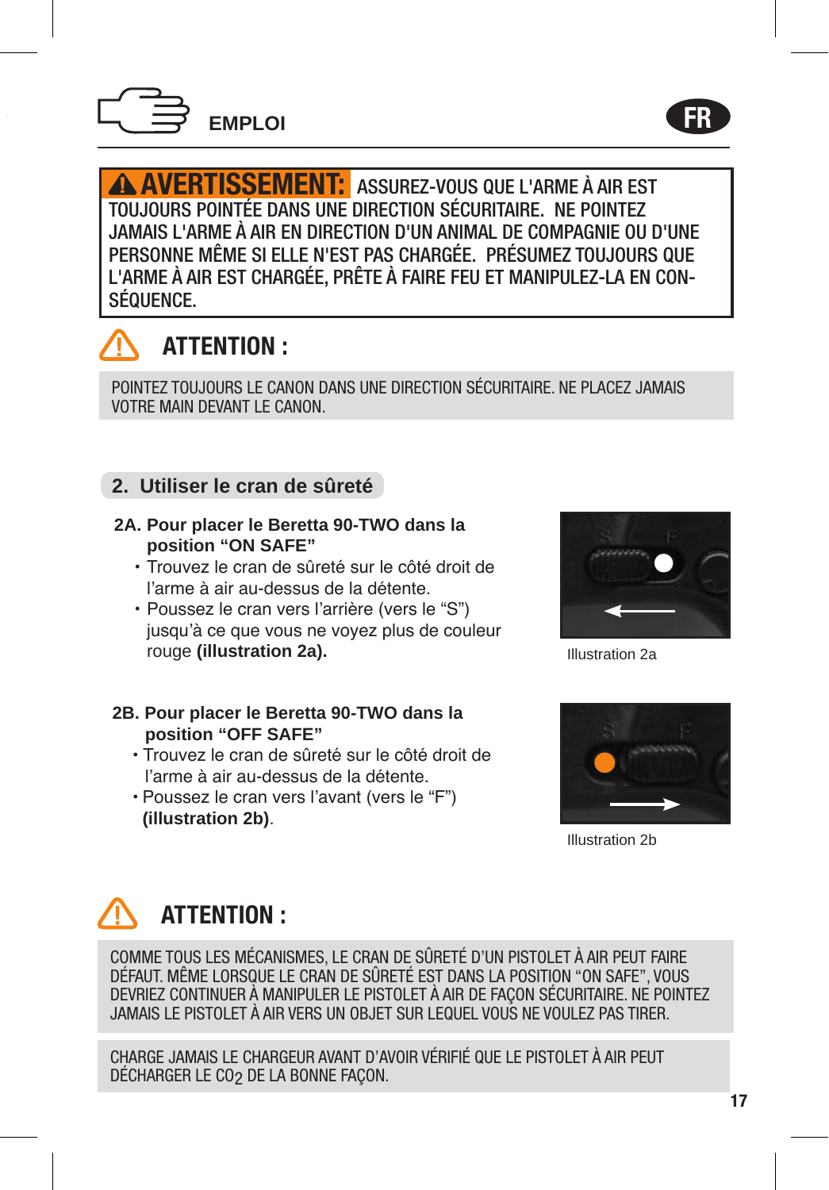## EMPLOI

**⚠ AVERTISSEMENT:** ASSUREZ-VOUS QUE L'ARME À AIR EST TOUJOURS POINTÉE DANS UNE DIRECTION SÉCURITAIRE. NE POINTEZ JAMAIS L'ARME À AIR EN DIRECTION D'UN ANIMAL DE COMPAGNIE OU D'UNE PERSONNE MÊME SI ELLE N'EST PAS CHARGÉE. PRÉSUMEZ TOUJOURS QUE L'ARME À AIR EST CHARGÉE, PRÊTE À FAIRE FEU ET MANIPULEZ-LA EN CONSÉQUENCE.

### ATTENTION :

POINTEZ TOUJOURS LE CANON DANS UNE DIRECTION SÉCURITAIRE. NE PLACEZ JAMAIS VOTRE MAIN DEVANT LE CANON.

## 2. Utiliser le cran de sûreté

### 2A. Pour placer le Beretta 90-TWO dans la position “ON SAFE”

- Trouvez le cran de sûreté sur le côté droit de l’arme à air au-dessus de la détente.
- Poussez le cran vers l’arrière (vers le “S”) jusqu’à ce que vous ne voyez plus de couleur rouge **(illustration 2a).**

Illustration 2a

### 2B. Pour placer le Beretta 90-TWO dans la position “OFF SAFE”

- Trouvez le cran de sûreté sur le côté droit de l’arme à air au-dessus de la détente.
- Poussez le cran vers l’avant (vers le “F”) **(illustration 2b)**.

Illustration 2b

### ATTENTION :

COMME TOUS LES MÉCANISMES, LE CRAN DE SÛRETÉ D’UN PISTOLET À AIR PEUT FAIRE DÉFAUT. MÊME LORSQUE LE CRAN DE SÛRETÉ EST DANS LA POSITION “ON SAFE”, VOUS DEVRIEZ CONTINUER À MANIPULER LE PISTOLET À AIR DE FAÇON SÉCURITAIRE. NE POINTEZ JAMAIS LE PISTOLET À AIR VERS UN OBJET SUR LEQUEL VOUS NE VOULEZ PAS TIRER.

CHARGE JAMAIS LE CHARGEUR AVANT D’AVOIR VÉRIFIÉ QUE LE PISTOLET À AIR PEUT DÉCHARGER LE $CO_2$ DE LA BONNE FAÇON.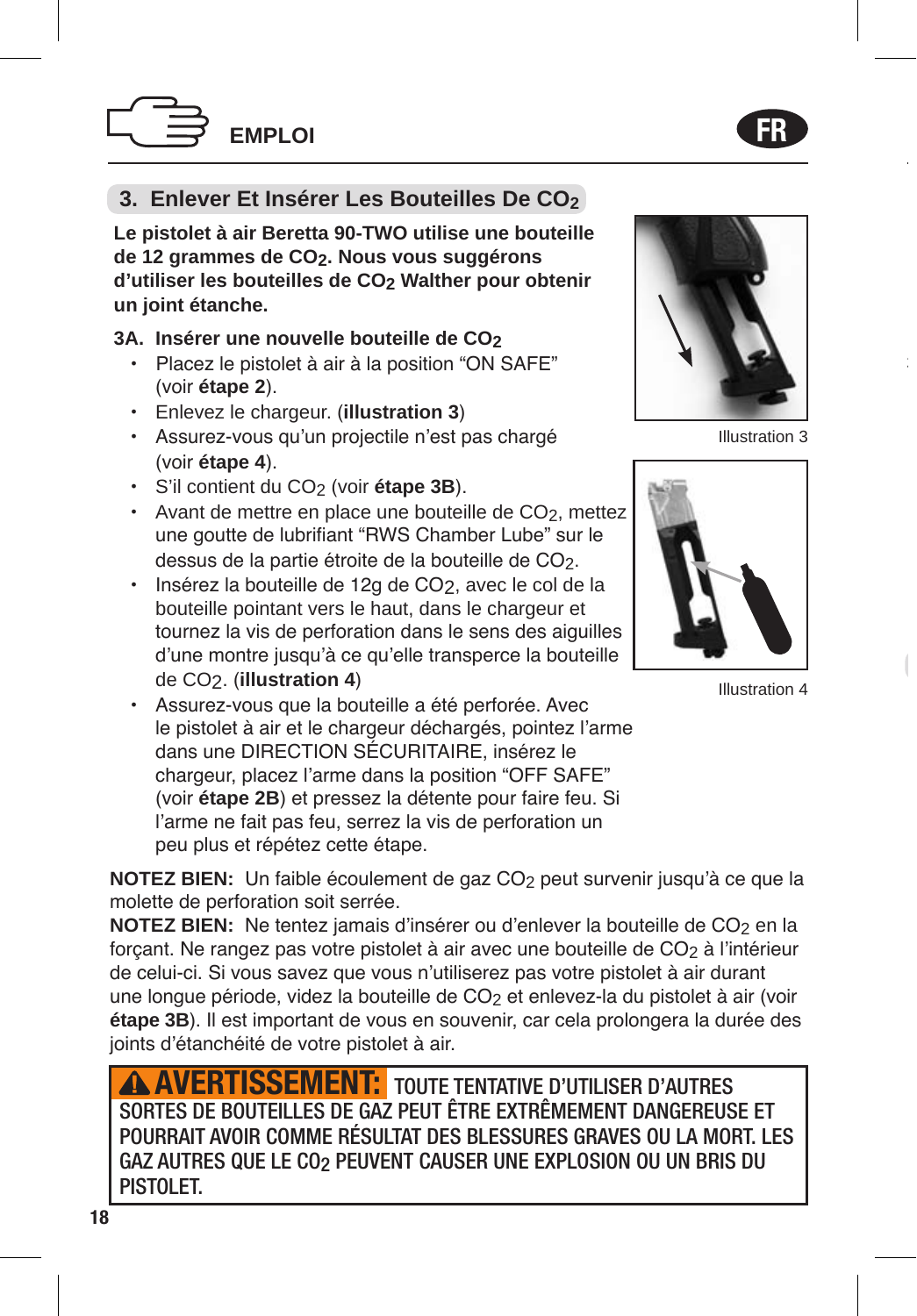# EMPLOI

## 3. Enlever Et Insérer Les Bouteilles De $CO_2$

**Le pistolet à air Beretta 90-TWO utilise une bouteille de 12 grammes de $CO_2$. Nous vous suggérons d'utiliser les bouteilles de $CO_2$ Walther pour obtenir un joint étanche.**

### 3A. Insérer une nouvelle bouteille de $CO_2$

- Placez le pistolet à air à la position “ON SAFE” (voir **étape 2**).
- Enlevez le chargeur. (**illustration 3**)
- Assurez-vous qu'un projectile n'est pas chargé (voir **étape 4**).
- S'il contient du $CO_2$ (voir **étape 3B**).
- Avant de mettre en place une bouteille de $CO_2$, mettez une goutte de lubrifiant “RWS Chamber Lube” sur le dessus de la partie étroite de la bouteille de $CO_2$.
- Insérez la bouteille de 12g de $CO_2$, avec le col de la bouteille pointant vers le haut, dans le chargeur et tournez la vis de perforation dans le sens des aiguilles d'une montre jusqu'à ce qu'elle transperce la bouteille de $CO_2$. (**illustration 4**)
- Assurez-vous que la bouteille a été perforée. Avec le pistolet à air et le chargeur déchargés, pointez l'arme dans une DIRECTION SÉCURITAIRE, insérez le chargeur, placez l'arme dans la position “OFF SAFE” (voir **étape 2B**) et pressez la détente pour faire feu. Si l'arme ne fait pas feu, serrez la vis de perforation un peu plus et répétez cette étape.

Illustration 3

Illustration 4

**NOTEZ BIEN:** Un faible écoulement de gaz $CO_2$ peut survenir jusqu'à ce que la molette de perforation soit serrée.

**NOTEZ BIEN:** Ne tentez jamais d'insérer ou d'enlever la bouteille de $CO_2$ en la forçant. Ne rangez pas votre pistolet à air avec une bouteille de $CO_2$ à l'intérieur de celui-ci. Si vous savez que vous n'utiliserez pas votre pistolet à air durant une longue période, videz la bouteille de $CO_2$ et enlevez-la du pistolet à air (voir **étape 3B**). Il est important de vous en souvenir, car cela prolongera la durée des joints d'étanchéité de votre pistolet à air.

**⚠ AVERTISSEMENT:** TOUTE TENTATIVE D'UTILISER D'AUTRES SORTES DE BOUTEILLES DE GAZ PEUT ÊTRE EXTRÊMEMENT DANGEREUSE ET POURRAIT AVOIR COMME RÉSULTAT DES BLESSURES GRAVES OU LA MORT. LES GAZ AUTRES QUE LE $CO_2$ PEUVENT CAUSER UNE EXPLOSION OU UN BRIS DU PISTOLET.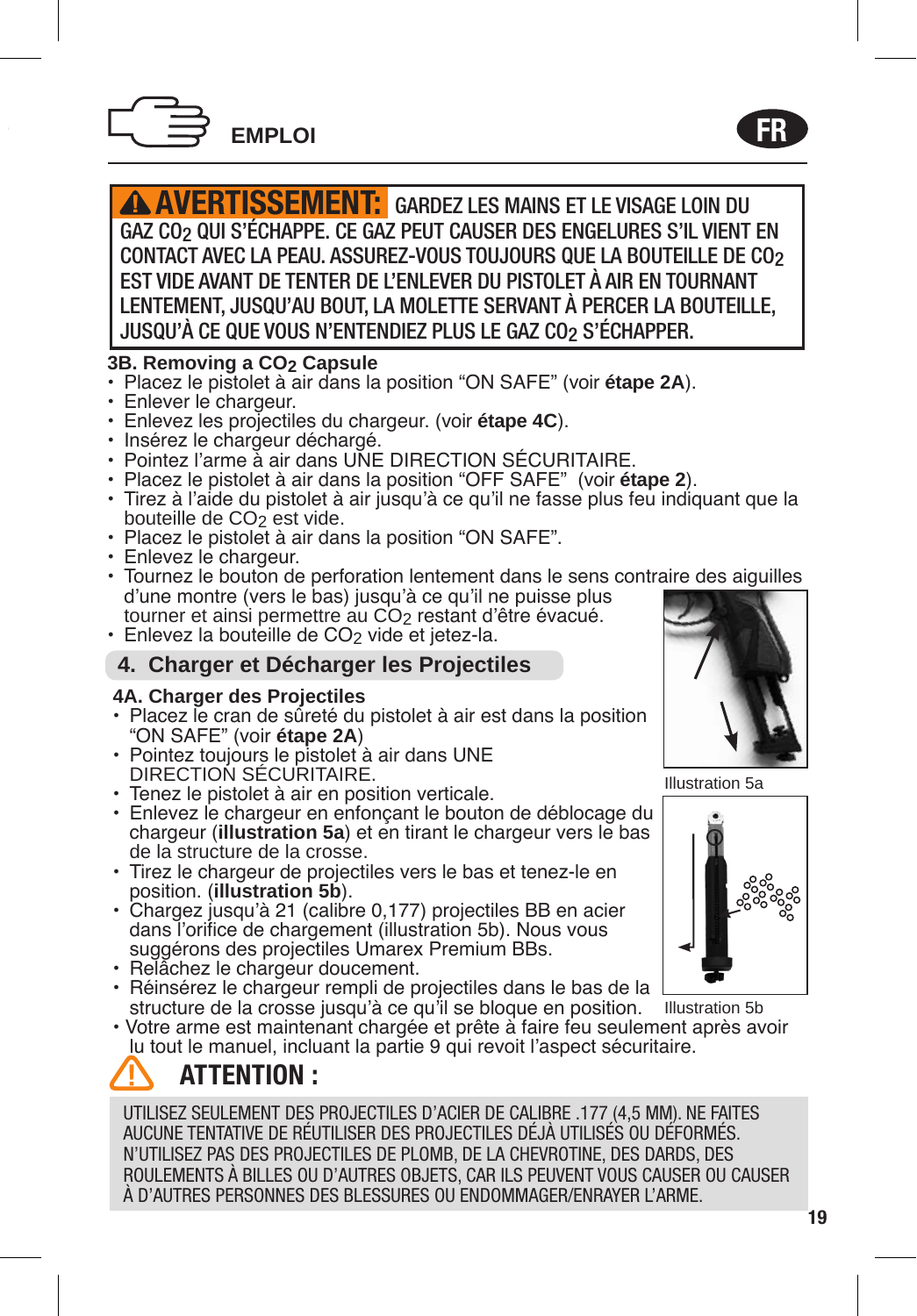## EMPLOI

**⚠ AVERTISSEMENT: GARDEZ LES MAINS ET LE VISAGE LOIN DU GAZ $CO_2$ QUI S'ÉCHAPPE. CE GAZ PEUT CAUSER DES ENGELURES S'IL VIENT EN CONTACT AVEC LA PEAU. ASSUREZ-VOUS TOUJOURS QUE LA BOUTEILLE DE $CO_2$ EST VIDE AVANT DE TENTER DE L'ENLEVER DU PISTOLET À AIR EN TOURNANT LENTEMENT, JUSQU'AU BOUT, LA MOLETTE SERVANT À PERCER LA BOUTEILLE, JUSQU'À CE QUE VOUS N'ENTENDIEZ PLUS LE GAZ $CO_2$ S'ÉCHAPPER.**

### 3B. Removing a $CO_2$ Capsule

- Placez le pistolet à air dans la position "ON SAFE" (voir **étape 2A**).
- Enlever le chargeur.
- Enlevez les projectiles du chargeur. (voir **étape 4C**).
- Insérez le chargeur déchargé.
- Pointez l'arme à air dans UNE DIRECTION SÉCURITAIRE.
- Placez le pistolet à air dans la position "OFF SAFE" (voir **étape 2**).
- Tirez à l'aide du pistolet à air jusqu'à ce qu'il ne fasse plus feu indiquant que la bouteille de $CO_2$ est vide.
- Placez le pistolet à air dans la position "ON SAFE".
- Enlevez le chargeur.
- Tournez le bouton de perforation lentement dans le sens contraire des aiguilles d'une montre (vers le bas) jusqu'à ce qu'il ne puisse plus tourner et ainsi permettre au $CO_2$ restant d'être évacué.
- Enlevez la bouteille de $CO_2$ vide et jetez-la.

## 4. Charger et Décharger les Projectiles

### 4A. Charger des Projectiles

- Placez le cran de sûreté du pistolet à air est dans la position "ON SAFE" (voir **étape 2A**)
- Pointez toujours le pistolet à air dans UNE DIRECTION SÉCURITAIRE.
- Tenez le pistolet à air en position verticale.
- Enlevez le chargeur en enfonçant le bouton de déblocage du chargeur (**illustration 5a**) et en tirant le chargeur vers le bas de la structure de la crosse.
- Tirez le chargeur de projectiles vers le bas et tenez-le en position. (**illustration 5b**).
- Chargez jusqu'à 21 (calibre 0,177) projectiles BB en acier dans l'orifice de chargement (illustration 5b). Nous vous suggérons des projectiles Umarex Premium BBs.
- Relâchez le chargeur doucement.
- Réinsérez le chargeur rempli de projectiles dans le bas de la structure de la crosse jusqu'à ce qu'il se bloque en position.
- Votre arme est maintenant chargée et prête à faire feu seulement après avoir lu tout le manuel, incluant la partie 9 qui revoit l'aspect sécuritaire.

Illustration 5a

Illustration 5b

**⚠ ATTENTION :**

UTILISEZ SEULEMENT DES PROJECTILES D'ACIER DE CALIBRE .177 (4,5 MM). NE FAITES AUCUNE TENTATIVE DE RÉUTILISER DES PROJECTILES DÉJÀ UTILISÉS OU DÉFORMÉS. N'UTILISEZ PAS DES PROJECTILES DE PLOMB, DE LA CHEVROTINE, DES DARDS, DES ROULEMENTS À BILLES OU D'AUTRES OBJETS, CAR ILS PEUVENT VOUS CAUSER OU CAUSER À D'AUTRES PERSONNES DES BLESSURES OU ENDOMMAGER/ENRAYER L'ARME.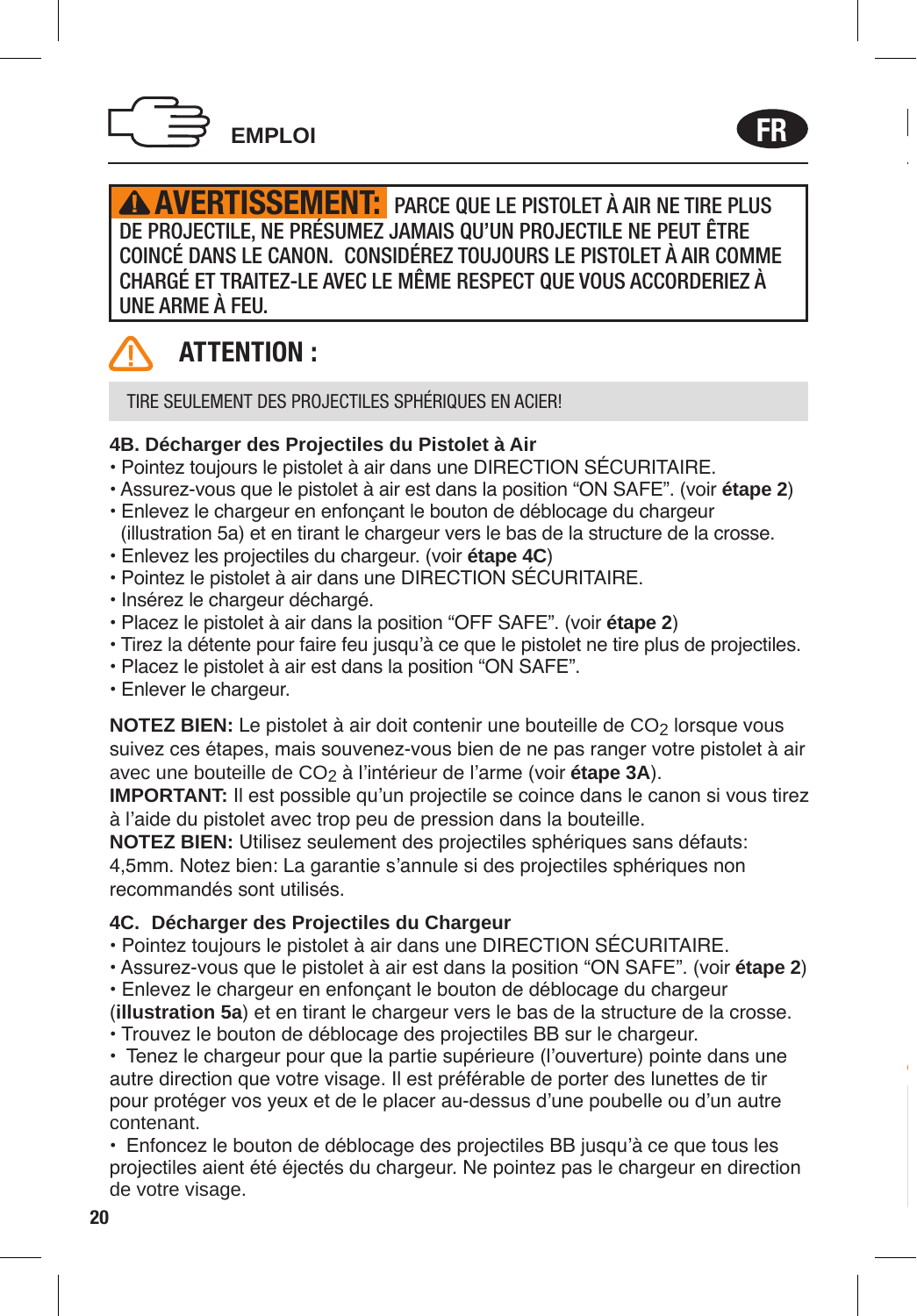## EMPLOI

**⚠ AVERTISSEMENT:** PARCE QUE LE PISTOLET À AIR NE TIRE PLUS DE PROJECTILE, NE PRÉSUMEZ JAMAIS QU'UN PROJECTILE NE PEUT ÊTRE COINCÉ DANS LE CANON. CONSIDÉREZ TOUJOURS LE PISTOLET À AIR COMME CHARGÉ ET TRAITEZ-LE AVEC LE MÊME RESPECT QUE VOUS ACCORDERIEZ À UNE ARME À FEU.

### ATTENTION :

TIRE SEULEMENT DES PROJECTILES SPHÉRIQUES EN ACIER!

### 4B. Décharger des Projectiles du Pistolet à Air

- Pointez toujours le pistolet à air dans une DIRECTION SÉCURITAIRE.
- Assurez-vous que le pistolet à air est dans la position "ON SAFE". (voir **étape 2**)
- Enlevez le chargeur en enfonçant le bouton de déblocage du chargeur (illustration 5a) et en tirant le chargeur vers le bas de la structure de la crosse.
- Enlevez les projectiles du chargeur. (voir **étape 4C**)
- Pointez le pistolet à air dans une DIRECTION SÉCURITAIRE.
- Insérez le chargeur déchargé.
- Placez le pistolet à air dans la position "OFF SAFE". (voir **étape 2**)
- Tirez la détente pour faire feu jusqu'à ce que le pistolet ne tire plus de projectiles.
- Placez le pistolet à air est dans la position "ON SAFE".
- Enlever le chargeur.

**NOTEZ BIEN:** Le pistolet à air doit contenir une bouteille de $CO_2$ lorsque vous suivez ces étapes, mais souvenez-vous bien de ne pas ranger votre pistolet à air avec une bouteille de $CO_2$ à l'intérieur de l'arme (voir **étape 3A**).
**IMPORTANT:** Il est possible qu'un projectile se coince dans le canon si vous tirez à l'aide du pistolet avec trop peu de pression dans la bouteille.
**NOTEZ BIEN:** Utilisez seulement des projectiles sphériques sans défauts: 4,5mm. Notez bien: La garantie s'annule si des projectiles sphériques non recommandés sont utilisés.

### 4C. Décharger des Projectiles du Chargeur

- Pointez toujours le pistolet à air dans une DIRECTION SÉCURITAIRE.
- Assurez-vous que le pistolet à air est dans la position "ON SAFE". (voir **étape 2**)
- Enlevez le chargeur en enfonçant le bouton de déblocage du chargeur (**illustration 5a**) et en tirant le chargeur vers le bas de la structure de la crosse.
- Trouvez le bouton de déblocage des projectiles BB sur le chargeur.
- Tenez le chargeur pour que la partie supérieure (l'ouverture) pointe dans une autre direction que votre visage. Il est préférable de porter des lunettes de tir pour protéger vos yeux et de le placer au-dessus d'une poubelle ou d'un autre contenant.
- Enfoncez le bouton de déblocage des projectiles BB jusqu'à ce que tous les projectiles aient été éjectés du chargeur. Ne pointez pas le chargeur en direction de votre visage.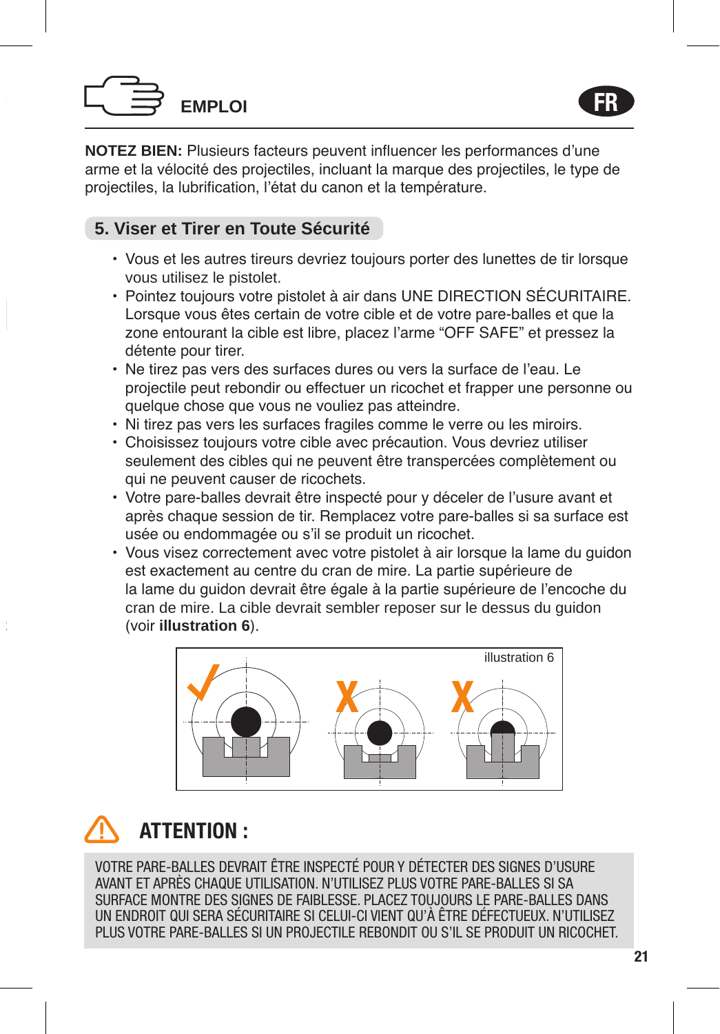## EMPLOI

**NOTEZ BIEN:** Plusieurs facteurs peuvent influencer les performances d'une arme et la vélocité des projectiles, incluant la marque des projectiles, le type de projectiles, la lubrification, l'état du canon et la température.

### 5. Viser et Tirer en Toute Sécurité

- Vous et les autres tireurs devriez toujours porter des lunettes de tir lorsque vous utilisez le pistolet.
- Pointez toujours votre pistolet à air dans UNE DIRECTION SÉCURITAIRE. Lorsque vous êtes certain de votre cible et de votre pare-balles et que la zone entourant la cible est libre, placez l'arme "OFF SAFE" et pressez la détente pour tirer.
- Ne tirez pas vers des surfaces dures ou vers la surface de l'eau. Le projectile peut rebondir ou effectuer un ricochet et frapper une personne ou quelque chose que vous ne vouliez pas atteindre.
- Ni tirez pas vers les surfaces fragiles comme le verre ou les miroirs.
- Choisissez toujours votre cible avec précaution. Vous devriez utiliser seulement des cibles qui ne peuvent être transpercées complètement ou qui ne peuvent causer de ricochets.
- Votre pare-balles devrait être inspecté pour y déceler de l'usure avant et après chaque session de tir. Remplacez votre pare-balles si sa surface est usée ou endommagée ou s'il se produit un ricochet.
- Vous visez correctement avec votre pistolet à air lorsque la lame du guidon est exactement au centre du cran de mire. La partie supérieure de la lame du guidon devrait être égale à la partie supérieure de l'encoche du cran de mire. La cible devrait sembler reposer sur le dessus du guidon (voir **illustration 6**).

illustration 6

### ATTENTION :

VOTRE PARE-BALLES DEVRAIT ÊTRE INSPECTÉ POUR Y DÉTECTER DES SIGNES D'USURE AVANT ET APRÈS CHAQUE UTILISATION. N'UTILISEZ PLUS VOTRE PARE-BALLES SI SA SURFACE MONTRE DES SIGNES DE FAIBLESSE. PLACEZ TOUJOURS LE PARE-BALLES DANS UN ENDROIT QUI SERA SÉCURITAIRE SI CELUI-CI VIENT QU'À ÊTRE DÉFECTUEUX. N'UTILISEZ PLUS VOTRE PARE-BALLES SI UN PROJECTILE REBONDIT OU S'IL SE PRODUIT UN RICOCHET.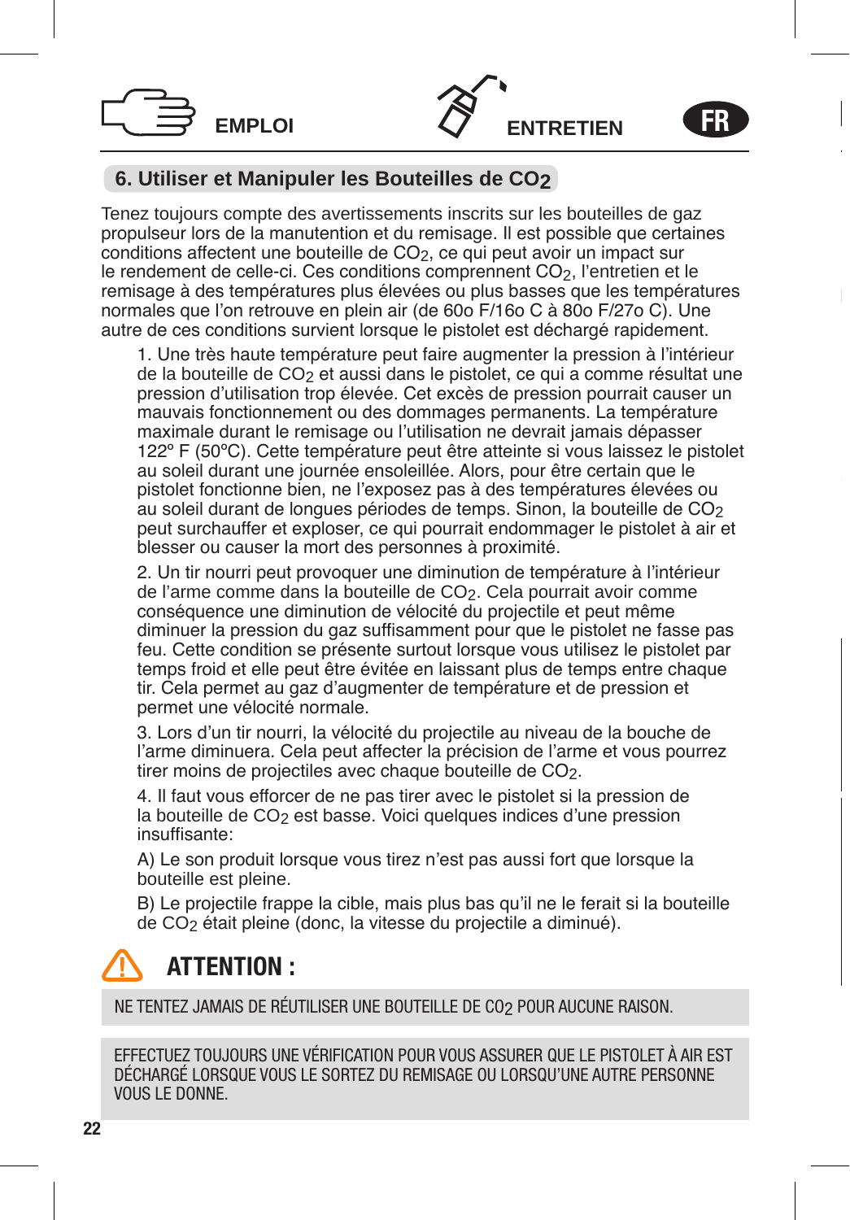EMPLOI ENTRETIEN FR

## 6. Utiliser et Manipuler les Bouteilles de $CO_2$

Tenez toujours compte des avertissements inscrits sur les bouteilles de gaz propulseur lors de la manutention et du remisage. Il est possible que certaines conditions affectent une bouteille de $CO_2$, ce qui peut avoir un impact sur le rendement de celle-ci. Ces conditions comprennent $CO_2$, l'entretien et le remisage à des températures plus élevées ou plus basses que les températures normales que l'on retrouve en plein air (de 60o F/16o C à 80o F/27o C). Une autre de ces conditions survient lorsque le pistolet est déchargé rapidement.

1. Une très haute température peut faire augmenter la pression à l'intérieur de la bouteille de $CO_2$ et aussi dans le pistolet, ce qui a comme résultat une pression d'utilisation trop élevée. Cet excès de pression pourrait causer un mauvais fonctionnement ou des dommages permanents. La température maximale durant le remisage ou l'utilisation ne devrait jamais dépasser 122º F (50ºC). Cette température peut être atteinte si vous laissez le pistolet au soleil durant une journée ensoleillée. Alors, pour être certain que le pistolet fonctionne bien, ne l'exposez pas à des températures élevées ou au soleil durant de longues périodes de temps. Sinon, la bouteille de $CO_2$ peut surchauffer et exploser, ce qui pourrait endommager le pistolet à air et blesser ou causer la mort des personnes à proximité.

2. Un tir nourri peut provoquer une diminution de température à l'intérieur de l'arme comme dans la bouteille de $CO_2$. Cela pourrait avoir comme conséquence une diminution de vélocité du projectile et peut même diminuer la pression du gaz suffisamment pour que le pistolet ne fasse pas feu. Cette condition se présente surtout lorsque vous utilisez le pistolet par temps froid et elle peut être évitée en laissant plus de temps entre chaque tir. Cela permet au gaz d'augmenter de température et de pression et permet une vélocité normale.

3. Lors d'un tir nourri, la vélocité du projectile au niveau de la bouche de l'arme diminuera. Cela peut affecter la précision de l'arme et vous pourrez tirer moins de projectiles avec chaque bouteille de $CO_2$.

4. Il faut vous efforcer de ne pas tirer avec le pistolet si la pression de la bouteille de $CO_2$ est basse. Voici quelques indices d'une pression insuffisante:

A) Le son produit lorsque vous tirez n'est pas aussi fort que lorsque la bouteille est pleine.

B) Le projectile frappe la cible, mais plus bas qu'il ne le ferait si la bouteille de $CO_2$ était pleine (donc, la vitesse du projectile a diminué).

### ATTENTION :

NE TENTEZ JAMAIS DE RÉUTILISER UNE BOUTEILLE DE $CO_2$ POUR AUCUNE RAISON.

EFFECTUEZ TOUJOURS UNE VÉRIFICATION POUR VOUS ASSURER QUE LE PISTOLET À AIR EST DÉCHARGÉ LORSQUE VOUS LE SORTEZ DU REMISAGE OU LORSQU'UNE AUTRE PERSONNE VOUS LE DONNE.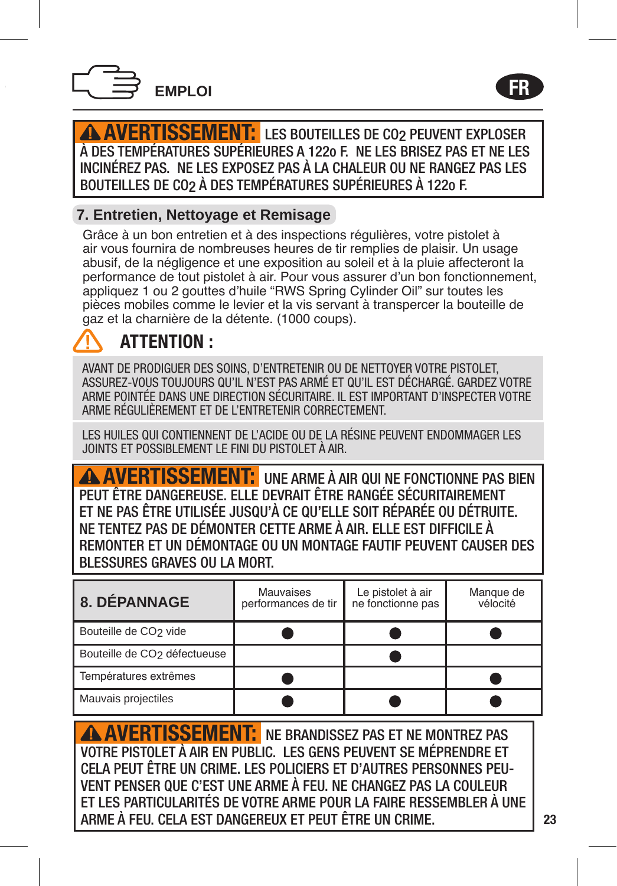## EMPLOI

**⚠ AVERTISSEMENT:** LES BOUTEILLES DE $CO_2$ PEUVENT EXPLOSER À DES TEMPÉRATURES SUPÉRIEURES A 122o F. NE LES BRISEZ PAS ET NE LES INCINÉREZ PAS. NE LES EXPOSEZ PAS À LA CHALEUR OU NE RANGEZ PAS LES BOUTEILLES DE $CO_2$ À DES TEMPÉRATURES SUPÉRIEURES À 122o F.

## 7. Entretien, Nettoyage et Remisage

Grâce à un bon entretien et à des inspections régulières, votre pistolet à air vous fournira de nombreuses heures de tir remplies de plaisir. Un usage abusif, de la négligence et une exposition au soleil et à la pluie affecteront la performance de tout pistolet à air. Pour vous assurer d'un bon fonctionnement, appliquez 1 ou 2 gouttes d'huile "RWS Spring Cylinder Oil" sur toutes les pièces mobiles comme le levier et la vis servant à transpercer la bouteille de gaz et la charnière de la détente. (1000 coups).

### ⚠ ATTENTION :

AVANT DE PRODIGUER DES SOINS, D'ENTRETENIR OU DE NETTOYER VOTRE PISTOLET, ASSUREZ-VOUS TOUJOURS QU'IL N'EST PAS ARMÉ ET QU'IL EST DÉCHARGÉ. GARDEZ VOTRE ARME POINTÉE DANS UNE DIRECTION SÉCURITAIRE. IL EST IMPORTANT D'INSPECTER VOTRE ARME RÉGULIÈREMENT ET DE L'ENTRETENIR CORRECTEMENT.

LES HUILES QUI CONTIENNENT DE L'ACIDE OU DE LA RÉSINE PEUVENT ENDOMMAGER LES JOINTS ET POSSIBLEMENT LE FINI DU PISTOLET À AIR.

**⚠ AVERTISSEMENT:** UNE ARME À AIR QUI NE FONCTIONNE PAS BIEN PEUT ÊTRE DANGEREUSE. ELLE DEVRAIT ÊTRE RANGÉE SÉCURITAIREMENT ET NE PAS ÊTRE UTILISÉE JUSQU'À CE QU'ELLE SOIT RÉPARÉE OU DÉTRUITE. NE TENTEZ PAS DE DÉMONTER CETTE ARME À AIR. ELLE EST DIFFICILE À REMONTER ET UN DÉMONTAGE OU UN MONTAGE FAUTIF PEUVENT CAUSER DES BLESSURES GRAVES OU LA MORT.

| 8. DÉPANNAGE | Mauvaises performances de tir | Le pistolet à air ne fonctionne pas | Manque de vélocité |
|---|---|---|---|
| Bouteille de $CO_2$ vide | ● | ● | ● |
| Bouteille de $CO_2$ défectueuse | | ● | |
| Températures extrêmes | ● | | ● |
| Mauvais projectiles | ● | ● | ● |

**⚠ AVERTISSEMENT:** NE BRANDISSEZ PAS ET NE MONTREZ PAS VOTRE PISTOLET À AIR EN PUBLIC. LES GENS PEUVENT SE MÉPRENDRE ET CELA PEUT ÊTRE UN CRIME. LES POLICIERS ET D'AUTRES PERSONNES PEUVENT PENSER QUE C'EST UNE ARME À FEU. NE CHANGEZ PAS LA COULEUR ET LES PARTICULARITÉS DE VOTRE ARME POUR LA FAIRE RESSEMBLER À UNE ARME À FEU. CELA EST DANGEREUX ET PEUT ÊTRE UN CRIME.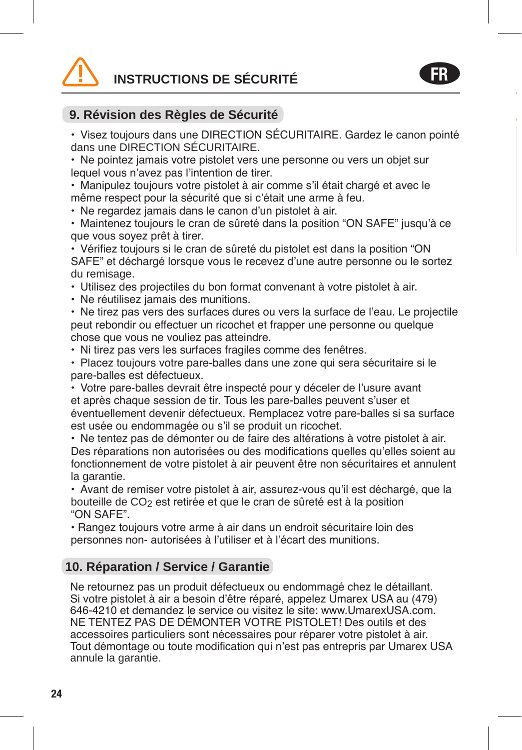# INSTRUCTIONS DE SÉCURITÉ

## 9. Révision des Règles de Sécurité

- Visez toujours dans une DIRECTION SÉCURITAIRE. Gardez le canon pointé dans une DIRECTION SÉCURITAIRE.
- Ne pointez jamais votre pistolet vers une personne ou vers un objet sur lequel vous n'avez pas l'intention de tirer.
- Manipulez toujours votre pistolet à air comme s'il était chargé et avec le même respect pour la sécurité que si c'était une arme à feu.
- Ne regardez jamais dans le canon d'un pistolet à air.
- Maintenez toujours le cran de sûreté dans la position "ON SAFE" jusqu'à ce que vous soyez prêt à tirer.
- Vérifiez toujours si le cran de sûreté du pistolet est dans la position "ON SAFE" et déchargé lorsque vous le recevez d'une autre personne ou le sortez du remisage.
- Utilisez des projectiles du bon format convenant à votre pistolet à air.
- Ne réutilisez jamais des munitions.
- Ne tirez pas vers des surfaces dures ou vers la surface de l'eau. Le projectile peut rebondir ou effectuer un ricochet et frapper une personne ou quelque chose que vous ne vouliez pas atteindre.
- Ni tirez pas vers les surfaces fragiles comme des fenêtres.
- Placez toujours votre pare-balles dans une zone qui sera sécuritaire si le pare-balles est défectueux.
- Votre pare-balles devrait être inspecté pour y déceler de l'usure avant et après chaque session de tir. Tous les pare-balles peuvent s'user et éventuellement devenir défectueux. Remplacez votre pare-balles si sa surface est usée ou endommagée ou s'il se produit un ricochet.
- Ne tentez pas de démonter ou de faire des altérations à votre pistolet à air. Des réparations non autorisées ou des modifications quelles qu'elles soient au fonctionnement de votre pistolet à air peuvent être non sécuritaires et annulent la garantie.
- Avant de remiser votre pistolet à air, assurez-vous qu'il est déchargé, que la bouteille de $CO_2$ est retirée et que le cran de sûreté est à la position "ON SAFE".
- Rangez toujours votre arme à air dans un endroit sécuritaire loin des personnes non- autorisées à l'utiliser et à l'écart des munitions.

## 10. Réparation / Service / Garantie

Ne retournez pas un produit défectueux ou endommagé chez le détaillant. Si votre pistolet à air a besoin d'être réparé, appelez Umarex USA au (479) 646-4210 et demandez le service ou visitez le site: www.UmarexUSA.com. NE TENTEZ PAS DE DÉMONTER VOTRE PISTOLET! Des outils et des accessoires particuliers sont nécessaires pour réparer votre pistolet à air. Tout démontage ou toute modification qui n'est pas entrepris par Umarex USA annule la garantie.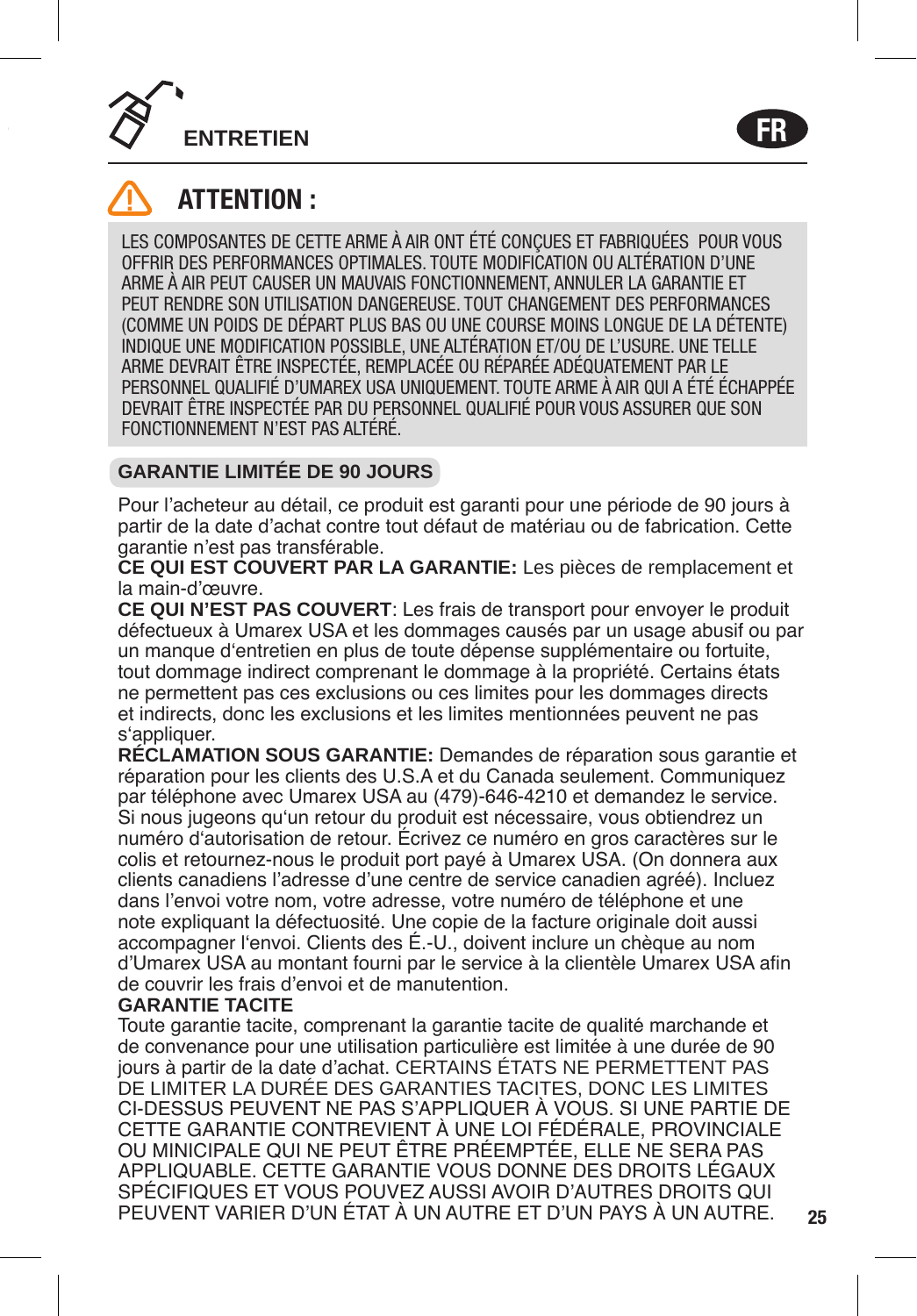## ENTRETIEN

FR

### ⚠ ATTENTION :

LES COMPOSANTES DE CETTE ARME À AIR ONT ÉTÉ CONÇUES ET FABRIQUÉES POUR VOUS OFFRIR DES PERFORMANCES OPTIMALES. TOUTE MODIFICATION OU ALTÉRATION D'UNE ARME À AIR PEUT CAUSER UN MAUVAIS FONCTIONNEMENT, ANNULER LA GARANTIE ET PEUT RENDRE SON UTILISATION DANGEREUSE. TOUT CHANGEMENT DES PERFORMANCES (COMME UN POIDS DE DÉPART PLUS BAS OU UNE COURSE MOINS LONGUE DE LA DÉTENTE) INDIQUE UNE MODIFICATION POSSIBLE, UNE ALTÉRATION ET/OU DE L'USURE. UNE TELLE ARME DEVRAIT ÊTRE INSPECTÉE, REMPLACÉE OU RÉPARÉE ADÉQUATEMENT PAR LE PERSONNEL QUALIFIÉ D'UMAREX USA UNIQUEMENT. TOUTE ARME À AIR QUI A ÉTÉ ÉCHAPPÉE DEVRAIT ÊTRE INSPECTÉE PAR DU PERSONNEL QUALIFIÉ POUR VOUS ASSURER QUE SON FONCTIONNEMENT N'EST PAS ALTÉRÉ.

### GARANTIE LIMITÉE DE 90 JOURS

Pour l'acheteur au détail, ce produit est garanti pour une période de 90 jours à partir de la date d'achat contre tout défaut de matériau ou de fabrication. Cette garantie n'est pas transférable.

**CE QUI EST COUVERT PAR LA GARANTIE:** Les pièces de remplacement et la main-d'œuvre.

**CE QUI N'EST PAS COUVERT**: Les frais de transport pour envoyer le produit défectueux à Umarex USA et les dommages causés par un usage abusif ou par un manque d'entretien en plus de toute dépense supplémentaire ou fortuite, tout dommage indirect comprenant le dommage à la propriété. Certains états ne permettent pas ces exclusions ou ces limites pour les dommages directs et indirects, donc les exclusions et les limites mentionnées peuvent ne pas s'appliquer.

**RÉCLAMATION SOUS GARANTIE:** Demandes de réparation sous garantie et réparation pour les clients des U.S.A et du Canada seulement. Communiquez par téléphone avec Umarex USA au (479)-646-4210 et demandez le service. Si nous jugeons qu'un retour du produit est nécessaire, vous obtiendrez un numéro d'autorisation de retour. Écrivez ce numéro en gros caractères sur le colis et retournez-nous le produit port payé à Umarex USA. (On donnera aux clients canadiens l'adresse d'une centre de service canadien agréé). Incluez dans l'envoi votre nom, votre adresse, votre numéro de téléphone et une note expliquant la défectuosité. Une copie de la facture originale doit aussi accompagner l'envoi. Clients des É.-U., doivent inclure un chèque au nom d'Umarex USA au montant fourni par le service à la clientèle Umarex USA afin de couvrir les frais d'envoi et de manutention.

**GARANTIE TACITE**

Toute garantie tacite, comprenant la garantie tacite de qualité marchande et de convenance pour une utilisation particulière est limitée à une durée de 90 jours à partir de la date d'achat. CERTAINS ÉTATS NE PERMETTENT PAS DE LIMITER LA DURÉE DES GARANTIES TACITES, DONC LES LIMITES CI-DESSUS PEUVENT NE PAS S'APPLIQUER À VOUS. SI UNE PARTIE DE CETTE GARANTIE CONTREVIENT À UNE LOI FÉDÉRALE, PROVINCIALE OU MINICIPALE QUI NE PEUT ÊTRE PRÉEMPTÉE, ELLE NE SERA PAS APPLIQUABLE. CETTE GARANTIE VOUS DONNE DES DROITS LÉGAUX SPÉCIFIQUES ET VOUS POUVEZ AUSSI AVOIR D'AUTRES DROITS QUI PEUVENT VARIER D'UN ÉTAT À UN AUTRE ET D'UN PAYS À UN AUTRE.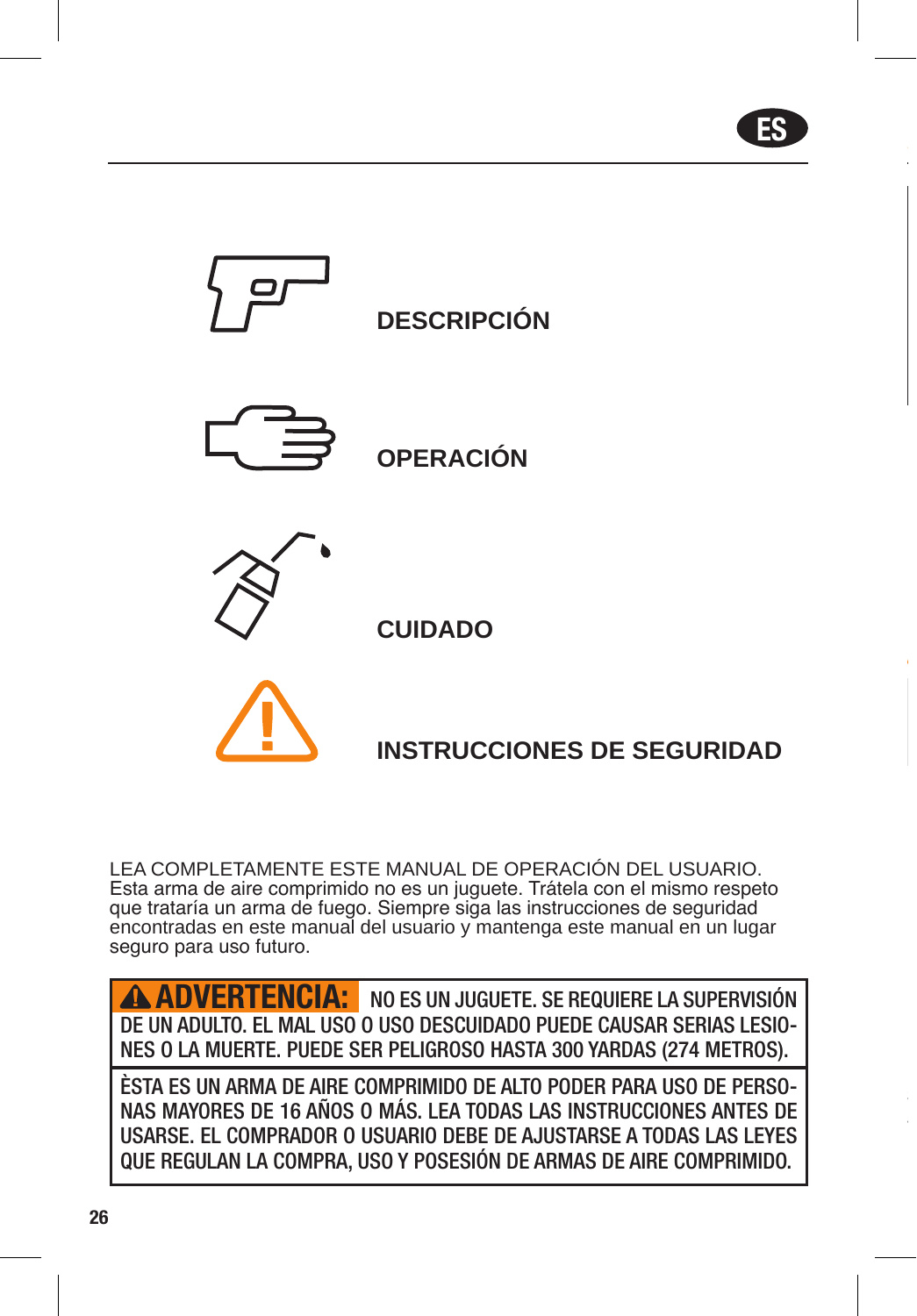ES

**DESCRIPCIÓN**

**OPERACIÓN**

**CUIDADO**

**INSTRUCCIONES DE SEGURIDAD**

LEA COMPLETAMENTE ESTE MANUAL DE OPERACIÓN DEL USUARIO. Esta arma de aire comprimido no es un juguete. Trátela con el mismo respeto que trataría un arma de fuego. Siempre siga las instrucciones de seguridad encontradas en este manual del usuario y mantenga este manual en un lugar seguro para uso futuro.

**⚠ ADVERTENCIA:** NO ES UN JUGUETE. SE REQUIERE LA SUPERVISIÓN DE UN ADULTO. EL MAL USO O USO DESCUIDADO PUEDE CAUSAR SERIAS LESIONES O LA MUERTE. PUEDE SER PELIGROSO HASTA 300 YARDAS (274 METROS).

ÈSTA ES UN ARMA DE AIRE COMPRIMIDO DE ALTO PODER PARA USO DE PERSONAS MAYORES DE 16 AÑOS O MÁS. LEA TODAS LAS INSTRUCCIONES ANTES DE USARSE. EL COMPRADOR O USUARIO DEBE DE AJUSTARSE A TODAS LAS LEYES QUE REGULAN LA COMPRA, USO Y POSESIÓN DE ARMAS DE AIRE COMPRIMIDO.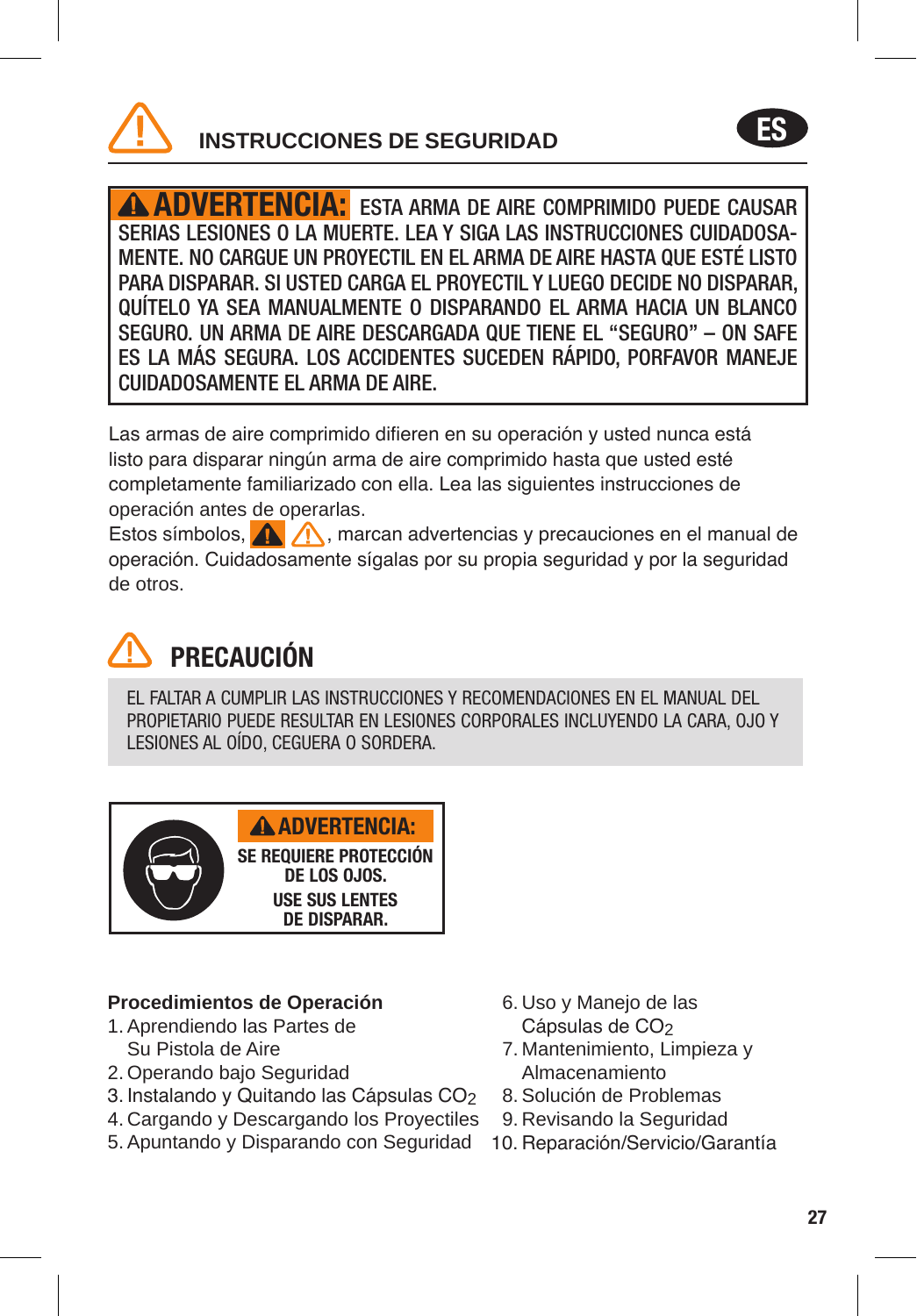## INSTRUCCIONES DE SEGURIDAD

**ADVERTENCIA: ESTA ARMA DE AIRE COMPRIMIDO PUEDE CAUSAR SERIAS LESIONES O LA MUERTE. LEA Y SIGA LAS INSTRUCCIONES CUIDADOSAMENTE. NO CARGUE UN PROYECTIL EN EL ARMA DE AIRE HASTA QUE ESTÉ LISTO PARA DISPARAR. SI USTED CARGA EL PROYECTIL Y LUEGO DECIDE NO DISPARAR, QUÍTELO YA SEA MANUALMENTE O DISPARANDO EL ARMA HACIA UN BLANCO SEGURO. UN ARMA DE AIRE DESCARGADA QUE TIENE EL "SEGURO" – ON SAFE ES LA MÁS SEGURA. LOS ACCIDENTES SUCEDEN RÁPIDO, PORFAVOR MANEJE CUIDADOSAMENTE EL ARMA DE AIRE.**

Las armas de aire comprimido difieren en su operación y usted nunca está listo para disparar ningún arma de aire comprimido hasta que usted esté completamente familiarizado con ella. Lea las siguientes instrucciones de operación antes de operarlas.

Estos símbolos, ⚠ ⚠, marcan advertencias y precauciones en el manual de operación. Cuidadosamente sígalas por su propia seguridad y por la seguridad de otros.

## PRECAUCIÓN

EL FALTAR A CUMPLIR LAS INSTRUCCIONES Y RECOMENDACIONES EN EL MANUAL DEL PROPIETARIO PUEDE RESULTAR EN LESIONES CORPORALES INCLUYENDO LA CARA, OJO Y LESIONES AL OÍDO, CEGUERA O SORDERA.

**ADVERTENCIA:**
**SE REQUIERE PROTECCIÓN DE LOS OJOS.**
**USE SUS LENTES DE DISPARAR.**

**Procedimientos de Operación**

1. Aprendiendo las Partes de Su Pistola de Aire
2. Operando bajo Seguridad
3. Instalando y Quitando las Cápsulas $CO_2$
4. Cargando y Descargando los Proyectiles
5. Apuntando y Disparando con Seguridad
6. Uso y Manejo de las Cápsulas de $CO_2$
7. Mantenimiento, Limpieza y Almacenamiento
8. Solución de Problemas
9. Revisando la Seguridad
10. Reparación/Servicio/Garantía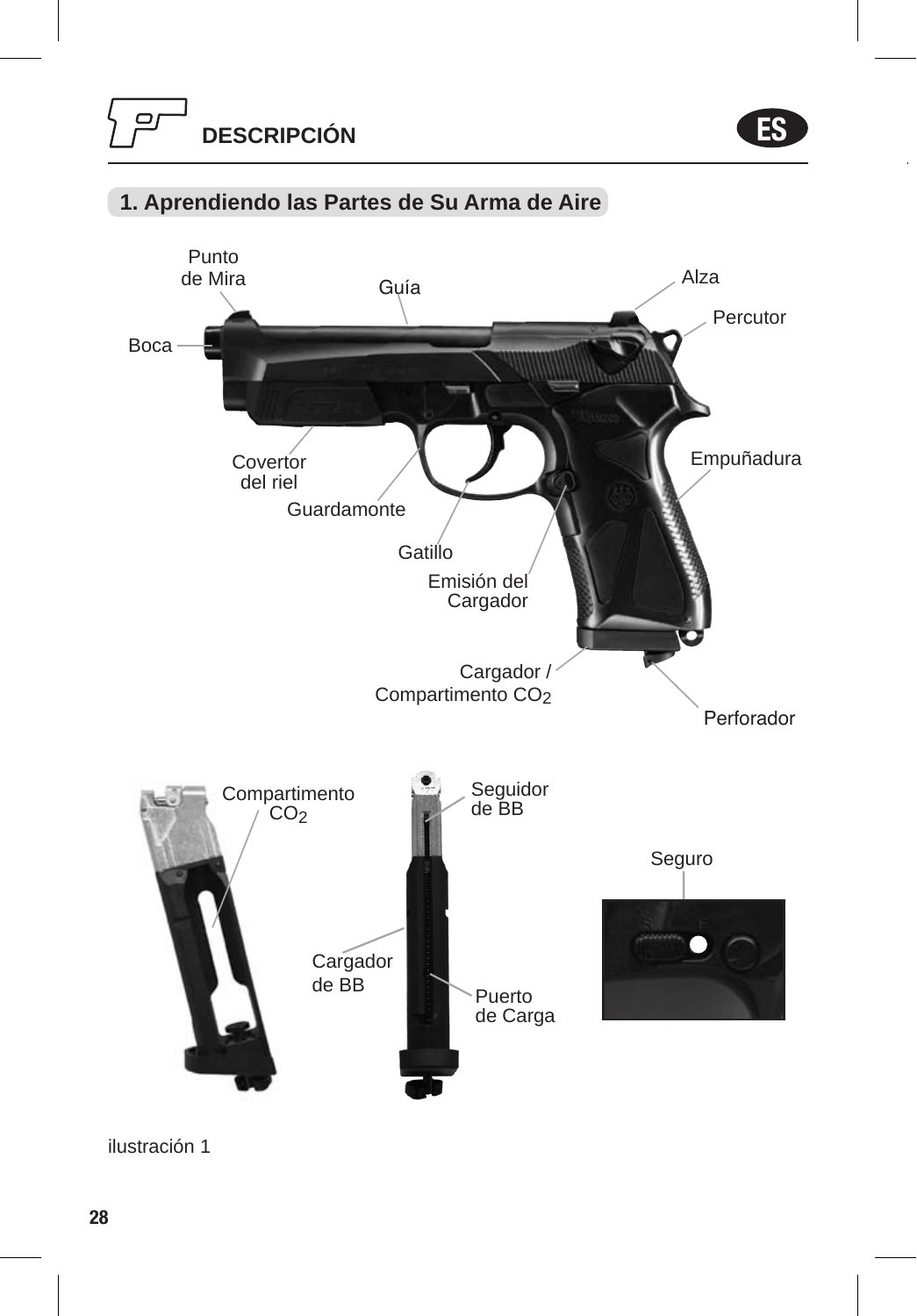## DESCRIPCIÓN

### 1. Aprendiendo las Partes de Su Arma de Aire

Punto de Mira

Guía

Alza

Percutor

Boca

Empuñadura

Covertor del riel

Guardamonte

Gatillo

Emisión del Cargador

Cargador / Compartimento $CO_2$

Perforador

Compartimento $CO_2$

Seguidor de BB

Seguro

Cargador de BB

Puerto de Carga

ilustración 1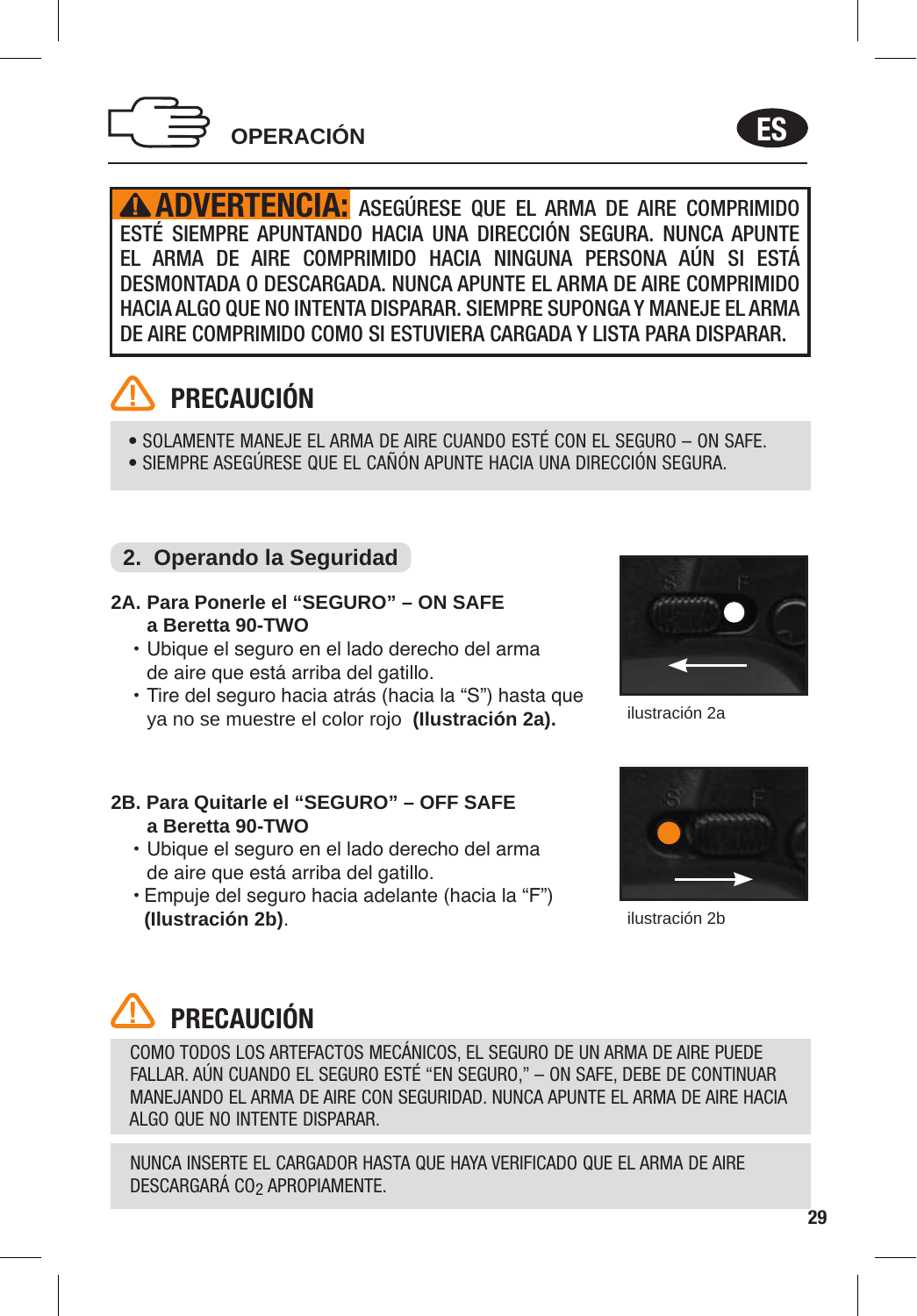# OPERACIÓN

**⚠ ADVERTENCIA:** ASEGÚRESE QUE EL ARMA DE AIRE COMPRIMIDO ESTÉ SIEMPRE APUNTANDO HACIA UNA DIRECCIÓN SEGURA. NUNCA APUNTE EL ARMA DE AIRE COMPRIMIDO HACIA NINGUNA PERSONA AÚN SI ESTÁ DESMONTADA O DESCARGADA. NUNCA APUNTE EL ARMA DE AIRE COMPRIMIDO HACIA ALGO QUE NO INTENTA DISPARAR. SIEMPRE SUPONGA Y MANEJE EL ARMA DE AIRE COMPRIMIDO COMO SI ESTUVIERA CARGADA Y LISTA PARA DISPARAR.

## ⚠ PRECAUCIÓN

- SOLAMENTE MANEJE EL ARMA DE AIRE CUANDO ESTÉ CON EL SEGURO – ON SAFE.
- SIEMPRE ASEGÚRESE QUE EL CAÑÓN APUNTE HACIA UNA DIRECCIÓN SEGURA.

## 2. Operando la Seguridad

### 2A. Para Ponerle el "SEGURO" – ON SAFE a Beretta 90-TWO

- Ubique el seguro en el lado derecho del arma de aire que está arriba del gatillo.
- Tire del seguro hacia atrás (hacia la "S") hasta que ya no se muestre el color rojo **(Ilustración 2a).**

ilustración 2a

### 2B. Para Quitarle el "SEGURO" – OFF SAFE a Beretta 90-TWO

- Ubique el seguro en el lado derecho del arma de aire que está arriba del gatillo.
- Empuje del seguro hacia adelante (hacia la "F") **(Ilustración 2b)**.

ilustración 2b

## ⚠ PRECAUCIÓN

COMO TODOS LOS ARTEFACTOS MECÁNICOS, EL SEGURO DE UN ARMA DE AIRE PUEDE FALLAR. AÚN CUANDO EL SEGURO ESTÉ "EN SEGURO," – ON SAFE, DEBE DE CONTINUAR MANEJANDO EL ARMA DE AIRE CON SEGURIDAD. NUNCA APUNTE EL ARMA DE AIRE HACIA ALGO QUE NO INTENTE DISPARAR.

NUNCA INSERTE EL CARGADOR HASTA QUE HAYA VERIFICADO QUE EL ARMA DE AIRE DESCARGARÁ $CO_2$ APROPIAMENTE.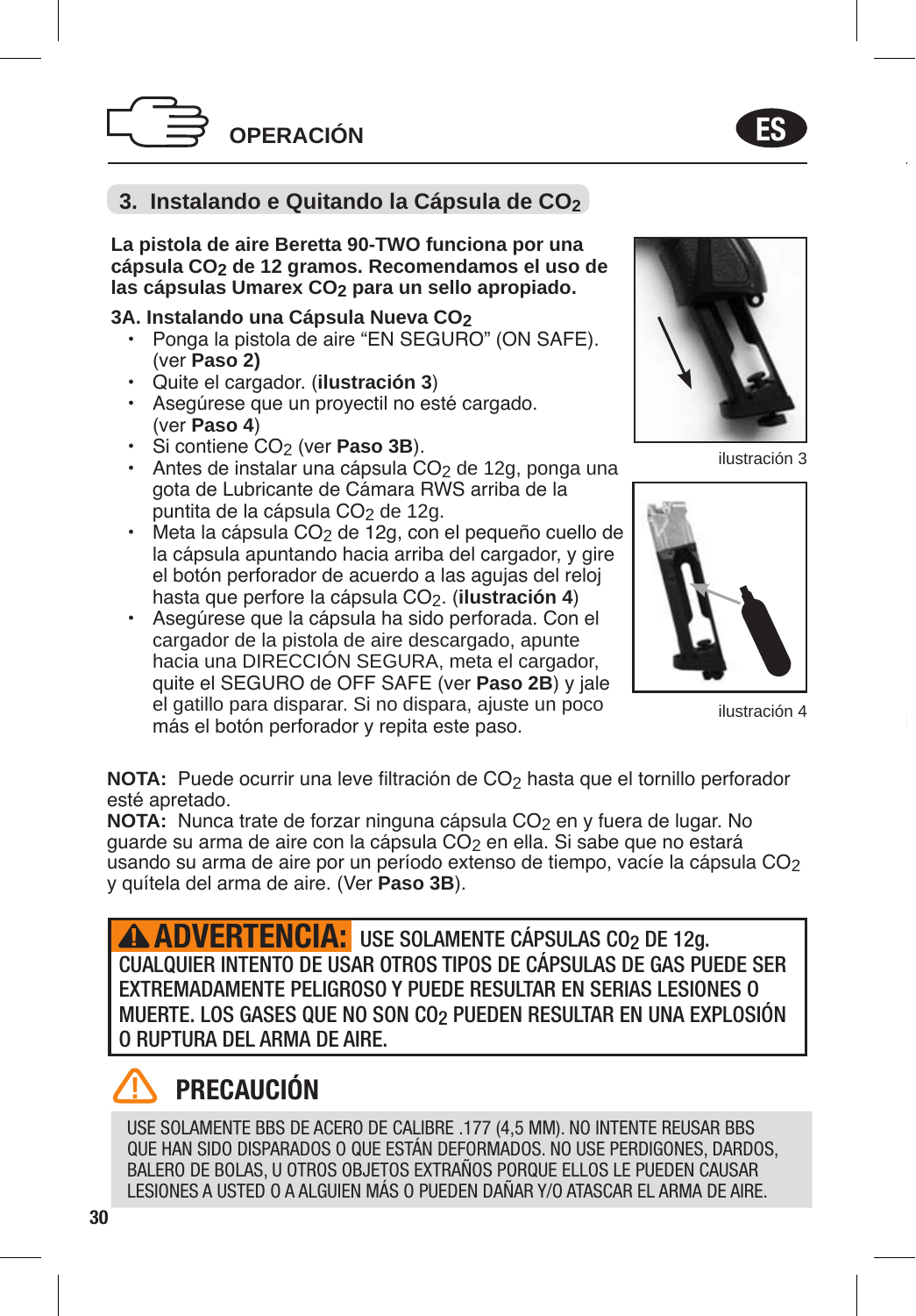## OPERACIÓN

### 3. Instalando e Quitando la Cápsula de $CO_2$

**La pistola de aire Beretta 90-TWO funciona por una cápsula $CO_2$ de 12 gramos. Recomendamos el uso de las cápsulas Umarex $CO_2$ para un sello apropiado.**

**3A. Instalando una Cápsula Nueva $CO_2$**

- Ponga la pistola de aire "EN SEGURO" (ON SAFE). (ver **Paso 2)**
- Quite el cargador. (**ilustración 3**)
- Asegúrese que un proyectil no esté cargado. (ver **Paso 4**)
- Si contiene $CO_2$ (ver **Paso 3B**).
- Antes de instalar una cápsula $CO_2$ de 12g, ponga una gota de Lubricante de Cámara RWS arriba de la puntita de la cápsula $CO_2$ de 12g.
- Meta la cápsula $CO_2$ de 12g, con el pequeño cuello de la cápsula apuntando hacia arriba del cargador, y gire el botón perforador de acuerdo a las agujas del reloj hasta que perfore la cápsula $CO_2$. (**ilustración 4**)
- Asegúrese que la cápsula ha sido perforada. Con el cargador de la pistola de aire descargado, apunte hacia una DIRECCIÓN SEGURA, meta el cargador, quite el SEGURO de OFF SAFE (ver **Paso 2B**) y jale el gatillo para disparar. Si no dispara, ajuste un poco más el botón perforador y repita este paso.

ilustración 3

ilustración 4

**NOTA:** Puede ocurrir una leve filtración de $CO_2$ hasta que el tornillo perforador esté apretado.
**NOTA:** Nunca trate de forzar ninguna cápsula $CO_2$ en y fuera de lugar. No guarde su arma de aire con la cápsula $CO_2$ en ella. Si sabe que no estará usando su arma de aire por un período extenso de tiempo, vacíe la cápsula $CO_2$ y quítela del arma de aire. (Ver **Paso 3B**).

**⚠ ADVERTENCIA:** USE SOLAMENTE CÁPSULAS $CO_2$ DE 12g. CUALQUIER INTENTO DE USAR OTROS TIPOS DE CÁPSULAS DE GAS PUEDE SER EXTREMADAMENTE PELIGROSO Y PUEDE RESULTAR EN SERIAS LESIONES O MUERTE. LOS GASES QUE NO SON $CO_2$ PUEDEN RESULTAR EN UNA EXPLOSIÓN O RUPTURA DEL ARMA DE AIRE.

### ⚠ PRECAUCIÓN

USE SOLAMENTE BBS DE ACERO DE CALIBRE .177 (4,5 MM). NO INTENTE REUSAR BBS QUE HAN SIDO DISPARADOS O QUE ESTÁN DEFORMADOS. NO USE PERDIGONES, DARDOS, BALERO DE BOLAS, U OTROS OBJETOS EXTRAÑOS PORQUE ELLOS LE PUEDEN CAUSAR LESIONES A USTED O A ALGUIEN MÁS O PUEDEN DAÑAR Y/O ATASCAR EL ARMA DE AIRE.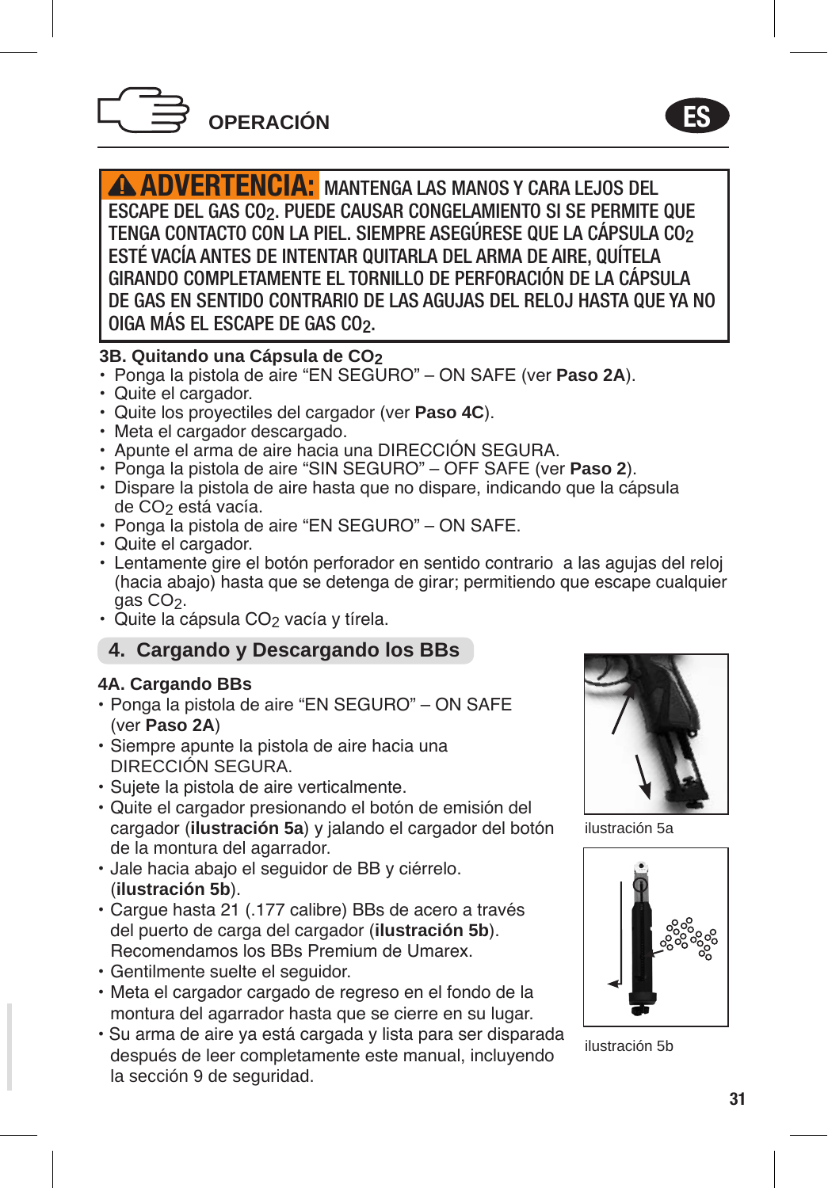## OPERACIÓN

**⚠ ADVERTENCIA:** MANTENGA LAS MANOS Y CARA LEJOS DEL ESCAPE DEL GAS $CO_2$. PUEDE CAUSAR CONGELAMIENTO SI SE PERMITE QUE TENGA CONTACTO CON LA PIEL. SIEMPRE ASEGÚRESE QUE LA CÁPSULA $CO_2$ ESTÉ VACÍA ANTES DE INTENTAR QUITARLA DEL ARMA DE AIRE, QUÍTELA GIRANDO COMPLETAMENTE EL TORNILLO DE PERFORACIÓN DE LA CÁPSULA DE GAS EN SENTIDO CONTRARIO DE LAS AGUJAS DEL RELOJ HASTA QUE YA NO OIGA MÁS EL ESCAPE DE GAS $CO_2$.

### 3B. Quitando una Cápsula de $CO_2$

- Ponga la pistola de aire "EN SEGURO" – ON SAFE (ver **Paso 2A**).
- Quite el cargador.
- Quite los proyectiles del cargador (ver **Paso 4C**).
- Meta el cargador descargado.
- Apunte el arma de aire hacia una DIRECCIÓN SEGURA.
- Ponga la pistola de aire "SIN SEGURO" – OFF SAFE (ver **Paso 2**).
- Dispare la pistola de aire hasta que no dispare, indicando que la cápsula de $CO_2$ está vacía.
- Ponga la pistola de aire "EN SEGURO" – ON SAFE.
- Quite el cargador.
- Lentamente gire el botón perforador en sentido contrario a las agujas del reloj (hacia abajo) hasta que se detenga de girar; permitiendo que escape cualquier gas $CO_2$.
- Quite la cápsula $CO_2$ vacía y tírela.

## 4. Cargando y Descargando los BBs

### 4A. Cargando BBs

- Ponga la pistola de aire "EN SEGURO" – ON SAFE (ver **Paso 2A**)
- Siempre apunte la pistola de aire hacia una DIRECCIÓN SEGURA.
- Sujete la pistola de aire verticalmente.
- Quite el cargador presionando el botón de emisión del cargador (**ilustración 5a**) y jalando el cargador del botón de la montura del agarrador.
- Jale hacia abajo el seguidor de BB y ciérrelo. (**ilustración 5b**).
- Cargue hasta 21 (.177 calibre) BBs de acero a través del puerto de carga del cargador (**ilustración 5b**). Recomendamos los BBs Premium de Umarex.
- Gentilmente suelte el seguidor.
- Meta el cargador cargado de regreso en el fondo de la montura del agarrador hasta que se cierre en su lugar.
- Su arma de aire ya está cargada y lista para ser disparada después de leer completamente este manual, incluyendo la sección 9 de seguridad.

ilustración 5a

ilustración 5b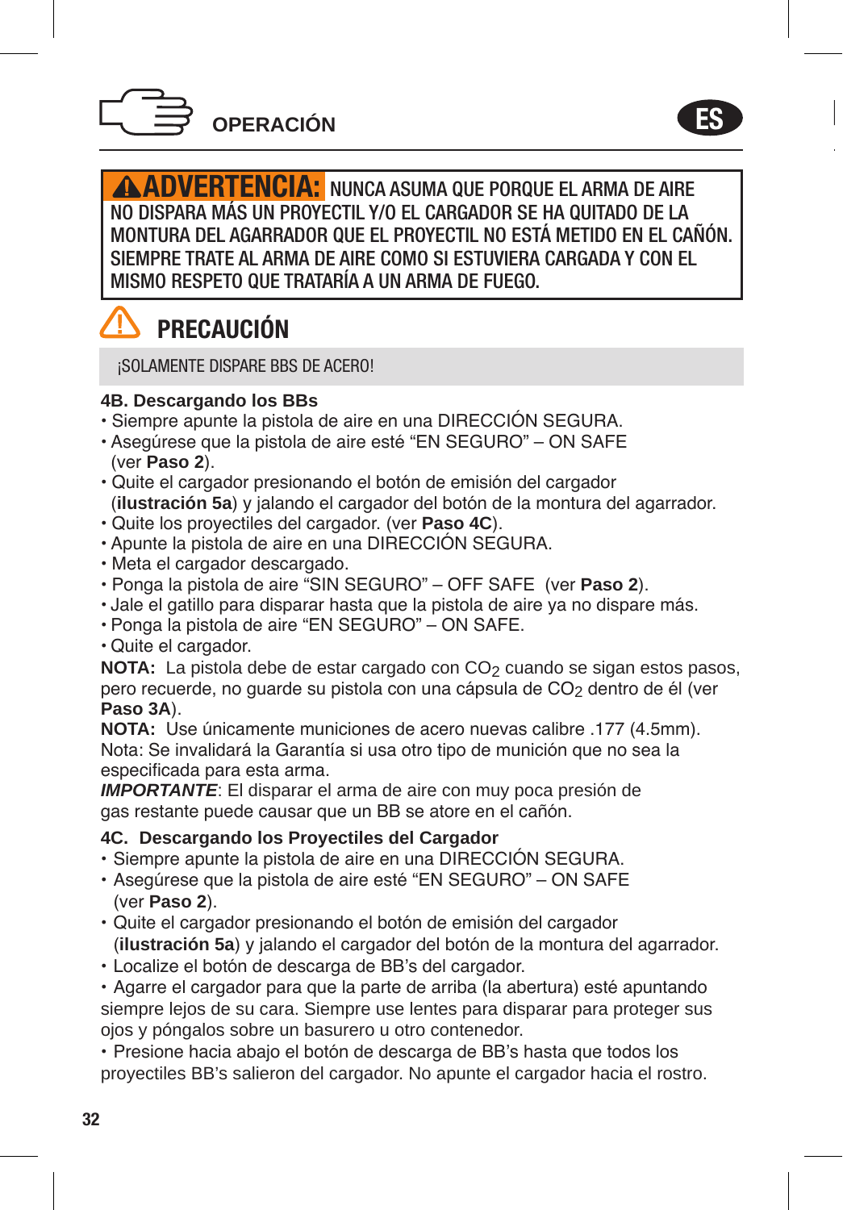## OPERACIÓN

ES

**⚠ADVERTENCIA:** NUNCA ASUMA QUE PORQUE EL ARMA DE AIRE NO DISPARA MÁS UN PROYECTIL Y/O EL CARGADOR SE HA QUITADO DE LA MONTURA DEL AGARRADOR QUE EL PROYECTIL NO ESTÁ METIDO EN EL CAÑÓN. SIEMPRE TRATE AL ARMA DE AIRE COMO SI ESTUVIERA CARGADA Y CON EL MISMO RESPETO QUE TRATARÍA A UN ARMA DE FUEGO.

### ⚠ PRECAUCIÓN

¡SOLAMENTE DISPARE BBS DE ACERO!

**4B. Descargando los BBs**

- Siempre apunte la pistola de aire en una DIRECCIÓN SEGURA.
- Asegúrese que la pistola de aire esté "EN SEGURO" – ON SAFE (ver **Paso 2**).
- Quite el cargador presionando el botón de emisión del cargador (**ilustración 5a**) y jalando el cargador del botón de la montura del agarrador.
- Quite los proyectiles del cargador. (ver **Paso 4C**).
- Apunte la pistola de aire en una DIRECCIÓN SEGURA.
- Meta el cargador descargado.
- Ponga la pistola de aire "SIN SEGURO" – OFF SAFE (ver **Paso 2**).
- Jale el gatillo para disparar hasta que la pistola de aire ya no dispare más.
- Ponga la pistola de aire "EN SEGURO" – ON SAFE.
- Quite el cargador.

**NOTA:** La pistola debe de estar cargado con $CO_2$ cuando se sigan estos pasos, pero recuerde, no guarde su pistola con una cápsula de $CO_2$ dentro de él (ver **Paso 3A**).

**NOTA:** Use únicamente municiones de acero nuevas calibre .177 (4.5mm). Nota: Se invalidará la Garantía si usa otro tipo de munición que no sea la especificada para esta arma.

***IMPORTANTE***: El disparar el arma de aire con muy poca presión de gas restante puede causar que un BB se atore en el cañón.

**4C. Descargando los Proyectiles del Cargador**

- Siempre apunte la pistola de aire en una DIRECCIÓN SEGURA.
- Asegúrese que la pistola de aire esté "EN SEGURO" – ON SAFE (ver **Paso 2**).
- Quite el cargador presionando el botón de emisión del cargador (**ilustración 5a**) y jalando el cargador del botón de la montura del agarrador.
- Localize el botón de descarga de BB's del cargador.
- Agarre el cargador para que la parte de arriba (la abertura) esté apuntando siempre lejos de su cara. Siempre use lentes para disparar para proteger sus ojos y póngalos sobre un basurero u otro contenedor.
- Presione hacia abajo el botón de descarga de BB's hasta que todos los proyectiles BB's salieron del cargador. No apunte el cargador hacia el rostro.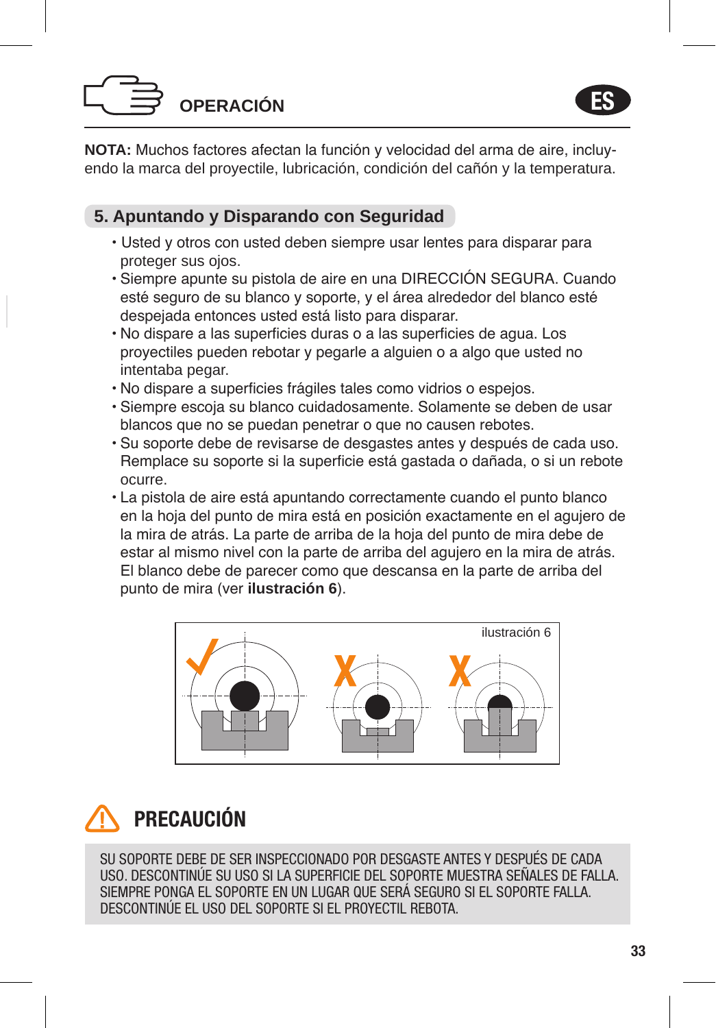# OPERACIÓN

**NOTA:** Muchos factores afectan la función y velocidad del arma de aire, incluyendo la marca del proyectile, lubricación, condición del cañón y la temperatura.

## 5. Apuntando y Disparando con Seguridad

- Usted y otros con usted deben siempre usar lentes para disparar para proteger sus ojos.
- Siempre apunte su pistola de aire en una DIRECCIÓN SEGURA. Cuando esté seguro de su blanco y soporte, y el área alrededor del blanco esté despejada entonces usted está listo para disparar.
- No dispare a las superficies duras o a las superficies de agua. Los proyectiles pueden rebotar y pegarle a alguien o a algo que usted no intentaba pegar.
- No dispare a superficies frágiles tales como vidrios o espejos.
- Siempre escoja su blanco cuidadosamente. Solamente se deben de usar blancos que no se puedan penetrar o que no causen rebotes.
- Su soporte debe de revisarse de desgastes antes y después de cada uso. Remplace su soporte si la superficie está gastada o dañada, o si un rebote ocurre.
- La pistola de aire está apuntando correctamente cuando el punto blanco en la hoja del punto de mira está en posición exactamente en el agujero de la mira de atrás. La parte de arriba de la hoja del punto de mira debe de estar al mismo nivel con la parte de arriba del agujero en la mira de atrás. El blanco debe de parecer como que descansa en la parte de arriba del punto de mira (ver **ilustración 6**).

ilustración 6

## PRECAUCIÓN

SU SOPORTE DEBE DE SER INSPECCIONADO POR DESGASTE ANTES Y DESPUÉS DE CADA USO. DESCONTINÚE SU USO SI LA SUPERFICIE DEL SOPORTE MUESTRA SEÑALES DE FALLA. SIEMPRE PONGA EL SOPORTE EN UN LUGAR QUE SERÁ SEGURO SI EL SOPORTE FALLA. DESCONTINÚE EL USO DEL SOPORTE SI EL PROYECTIL REBOTA.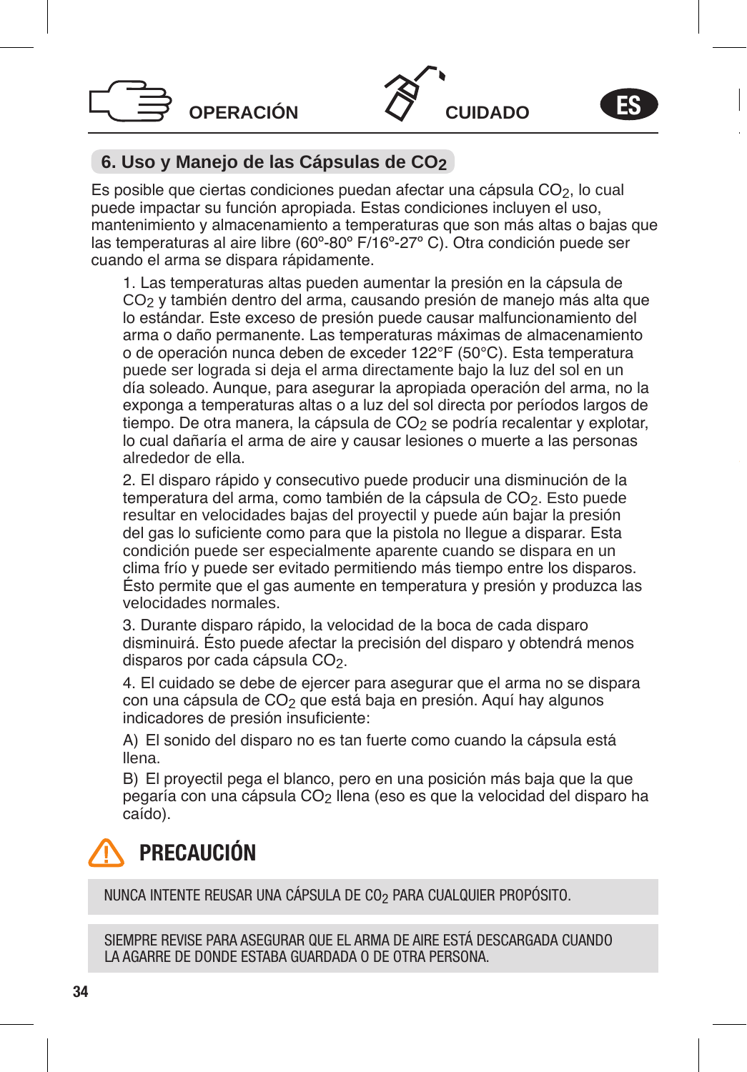OPERACIÓN CUIDADO ES

## 6. Uso y Manejo de las Cápsulas de $CO_2$

Es posible que ciertas condiciones puedan afectar una cápsula $CO_2$, lo cual puede impactar su función apropiada. Estas condiciones incluyen el uso, mantenimiento y almacenamiento a temperaturas que son más altas o bajas que las temperaturas al aire libre (60º-80º F/16º-27º C). Otra condición puede ser cuando el arma se dispara rápidamente.

1. Las temperaturas altas pueden aumentar la presión en la cápsula de $CO_2$ y también dentro del arma, causando presión de manejo más alta que lo estándar. Este exceso de presión puede causar malfuncionamiento del arma o daño permanente. Las temperaturas máximas de almacenamiento o de operación nunca deben de exceder 122°F (50°C). Esta temperatura puede ser lograda si deja el arma directamente bajo la luz del sol en un día soleado. Aunque, para asegurar la apropiada operación del arma, no la exponga a temperaturas altas o a luz del sol directa por períodos largos de tiempo. De otra manera, la cápsula de $CO_2$ se podría recalentar y explotar, lo cual dañaría el arma de aire y causar lesiones o muerte a las personas alrededor de ella.

2. El disparo rápido y consecutivo puede producir una disminución de la temperatura del arma, como también de la cápsula de $CO_2$. Esto puede resultar en velocidades bajas del proyectil y puede aún bajar la presión del gas lo suficiente como para que la pistola no llegue a disparar. Esta condición puede ser especialmente aparente cuando se dispara en un clima frío y puede ser evitado permitiendo más tiempo entre los disparos. Ésto permite que el gas aumente en temperatura y presión y produzca las velocidades normales.

3. Durante disparo rápido, la velocidad de la boca de cada disparo disminuirá. Ésto puede afectar la precisión del disparo y obtendrá menos disparos por cada cápsula $CO_2$.

4. El cuidado se debe de ejercer para asegurar que el arma no se dispara con una cápsula de $CO_2$ que está baja en presión. Aquí hay algunos indicadores de presión insuficiente:

A) El sonido del disparo no es tan fuerte como cuando la cápsula está llena.

B) El proyectil pega el blanco, pero en una posición más baja que la que pegaría con una cápsula $CO_2$ llena (eso es que la velocidad del disparo ha caído).

## PRECAUCIÓN

NUNCA INTENTE REUSAR UNA CÁPSULA DE $CO_2$ PARA CUALQUIER PROPÓSITO.

SIEMPRE REVISE PARA ASEGURAR QUE EL ARMA DE AIRE ESTÁ DESCARGADA CUANDO LA AGARRE DE DONDE ESTABA GUARDADA O DE OTRA PERSONA.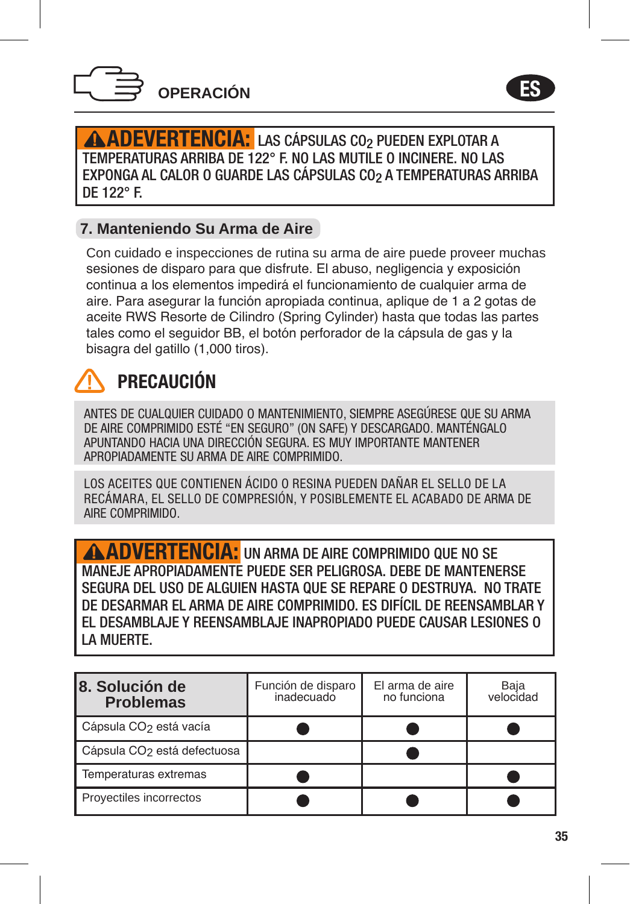## OPERACIÓN

ES

**⚠ADEVERTENCIA:** LAS CÁPSULAS $CO_2$ PUEDEN EXPLOTAR A TEMPERATURAS ARRIBA DE 122° F. NO LAS MUTILE O INCINERE. NO LAS EXPONGA AL CALOR O GUARDE LAS CÁPSULAS $CO_2$ A TEMPERATURAS ARRIBA DE 122° F.

### 7. Manteniendo Su Arma de Aire

Con cuidado e inspecciones de rutina su arma de aire puede proveer muchas sesiones de disparo para que disfrute. El abuso, negligencia y exposición continua a los elementos impedirá el funcionamiento de cualquier arma de aire. Para asegurar la función apropiada continua, aplique de 1 a 2 gotas de aceite RWS Resorte de Cilindro (Spring Cylinder) hasta que todas las partes tales como el seguidor BB, el botón perforador de la cápsula de gas y la bisagra del gatillo (1,000 tiros).

### ⚠ PRECAUCIÓN

ANTES DE CUALQUIER CUIDADO O MANTENIMIENTO, SIEMPRE ASEGÚRESE QUE SU ARMA DE AIRE COMPRIMIDO ESTÉ "EN SEGURO" (ON SAFE) Y DESCARGADO. MANTÉNGALO APUNTANDO HACIA UNA DIRECCIÓN SEGURA. ES MUY IMPORTANTE MANTENER APROPIADAMENTE SU ARMA DE AIRE COMPRIMIDO.

LOS ACEITES QUE CONTIENEN ÁCIDO O RESINA PUEDEN DAÑAR EL SELLO DE LA RECÁMARA, EL SELLO DE COMPRESIÓN, Y POSIBLEMENTE EL ACABADO DE ARMA DE AIRE COMPRIMIDO.

**⚠ADVERTENCIA:** UN ARMA DE AIRE COMPRIMIDO QUE NO SE MANEJE APROPIADAMENTE PUEDE SER PELIGROSA. DEBE DE MANTENERSE SEGURA DEL USO DE ALGUIEN HASTA QUE SE REPARE O DESTRUYA. NO TRATE DE DESARMAR EL ARMA DE AIRE COMPRIMIDO. ES DIFÍCIL DE REENSAMBLAR Y EL DESAMBLAJE Y REENSAMBLAJE INAPROPIADO PUEDE CAUSAR LESIONES O LA MUERTE.

| 8. Solución de Problemas | Función de disparo inadecuado | El arma de aire no funciona | Baja velocidad |
|---|---|---|---|
| Cápsula $CO_2$ está vacía | ● | ● | ● |
| Cápsula $CO_2$ está defectuosa | | ● | |
| Temperaturas extremas | ● | | ● |
| Proyectiles incorrectos | ● | ● | ● |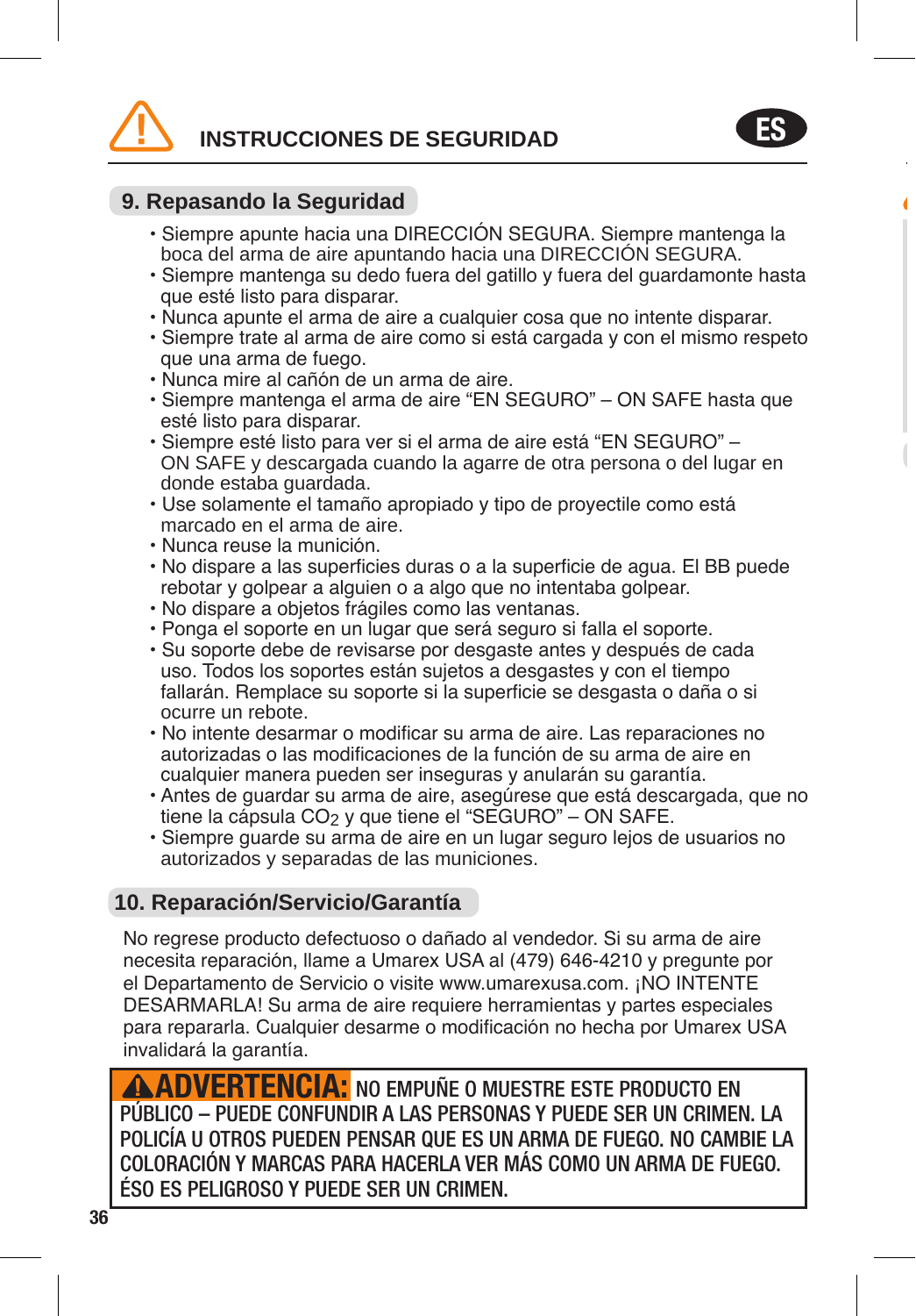## INSTRUCCIONES DE SEGURIDAD

### 9. Repasando la Seguridad

- Siempre apunte hacia una DIRECCIÓN SEGURA. Siempre mantenga la boca del arma de aire apuntando hacia una DIRECCIÓN SEGURA.
- Siempre mantenga su dedo fuera del gatillo y fuera del guardamonte hasta que esté listo para disparar.
- Nunca apunte el arma de aire a cualquier cosa que no intente disparar.
- Siempre trate al arma de aire como si está cargada y con el mismo respeto que una arma de fuego.
- Nunca mire al cañón de un arma de aire.
- Siempre mantenga el arma de aire "EN SEGURO" – ON SAFE hasta que esté listo para disparar.
- Siempre esté listo para ver si el arma de aire está "EN SEGURO" – ON SAFE y descargada cuando la agarre de otra persona o del lugar en donde estaba guardada.
- Use solamente el tamaño apropiado y tipo de proyectile como está marcado en el arma de aire.
- Nunca reuse la munición.
- No dispare a las superficies duras o a la superficie de agua. El BB puede rebotar y golpear a alguien o a algo que no intentaba golpear.
- No dispare a objetos frágiles como las ventanas.
- Ponga el soporte en un lugar que será seguro si falla el soporte.
- Su soporte debe de revisarse por desgaste antes y después de cada uso. Todos los soportes están sujetos a desgastes y con el tiempo fallarán. Remplace su soporte si la superficie se desgasta o daña o si ocurre un rebote.
- No intente desarmar o modificar su arma de aire. Las reparaciones no autorizadas o las modificaciones de la función de su arma de aire en cualquier manera pueden ser inseguras y anularán su garantía.
- Antes de guardar su arma de aire, asegúrese que está descargada, que no tiene la cápsula $CO_2$ y que tiene el "SEGURO" – ON SAFE.
- Siempre guarde su arma de aire en un lugar seguro lejos de usuarios no autorizados y separadas de las municiones.

### 10. Reparación/Servicio/Garantía

No regrese producto defectuoso o dañado al vendedor. Si su arma de aire necesita reparación, llame a Umarex USA al (479) 646-4210 y pregunte por el Departamento de Servicio o visite www.umarexusa.com. ¡NO INTENTE DESARMARLA! Su arma de aire requiere herramientas y partes especiales para repararla. Cualquier desarme o modificación no hecha por Umarex USA invalidará la garantía.

**⚠ADVERTENCIA: NO EMPUÑE O MUESTRE ESTE PRODUCTO EN PÚBLICO – PUEDE CONFUNDIR A LAS PERSONAS Y PUEDE SER UN CRIMEN. LA POLICÍA U OTROS PUEDEN PENSAR QUE ES UN ARMA DE FUEGO. NO CAMBIE LA COLORACIÓN Y MARCAS PARA HACERLA VER MÁS COMO UN ARMA DE FUEGO. ÉSO ES PELIGROSO Y PUEDE SER UN CRIMEN.**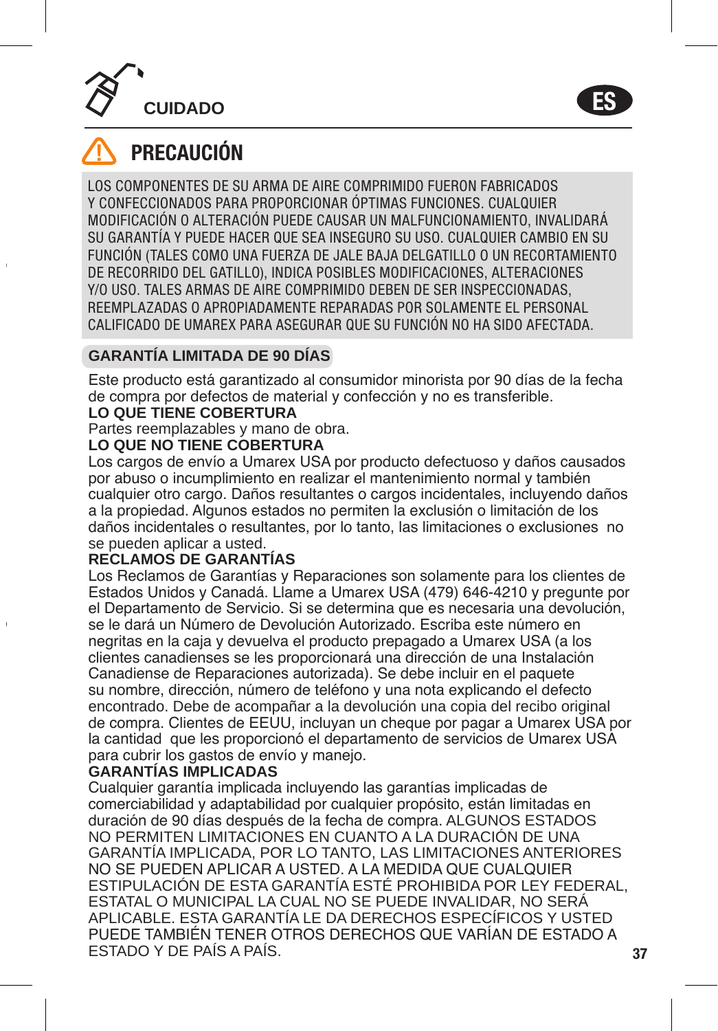## CUIDADO

ES

## ⚠ PRECAUCIÓN

LOS COMPONENTES DE SU ARMA DE AIRE COMPRIMIDO FUERON FABRICADOS Y CONFECCIONADOS PARA PROPORCIONAR ÓPTIMAS FUNCIONES. CUALQUIER MODIFICACIÓN O ALTERACIÓN PUEDE CAUSAR UN MALFUNCIONAMIENTO, INVALIDARÁ SU GARANTÍA Y PUEDE HACER QUE SEA INSEGURO SU USO. CUALQUIER CAMBIO EN SU FUNCIÓN (TALES COMO UNA FUERZA DE JALE BAJA DELGATILLO O UN RECORTAMIENTO DE RECORRIDO DEL GATILLO), INDICA POSIBLES MODIFICACIONES, ALTERACIONES Y/O USO. TALES ARMAS DE AIRE COMPRIMIDO DEBEN DE SER INSPECCIONADAS, REEMPLAZADAS O APROPIADAMENTE REPARADAS POR SOLAMENTE EL PERSONAL CALIFICADO DE UMAREX PARA ASEGURAR QUE SU FUNCIÓN NO HA SIDO AFECTADA.

### GARANTÍA LIMITADA DE 90 DÍAS

Este producto está garantizado al consumidor minorista por 90 días de la fecha de compra por defectos de material y confección y no es transferible.

**LO QUE TIENE COBERTURA**

Partes reemplazables y mano de obra.

**LO QUE NO TIENE COBERTURA**

Los cargos de envío a Umarex USA por producto defectuoso y daños causados por abuso o incumplimiento en realizar el mantenimiento normal y también cualquier otro cargo. Daños resultantes o cargos incidentales, incluyendo daños a la propiedad. Algunos estados no permiten la exclusión o limitación de los daños incidentales o resultantes, por lo tanto, las limitaciones o exclusiones no se pueden aplicar a usted.

**RECLAMOS DE GARANTÍAS**

Los Reclamos de Garantías y Reparaciones son solamente para los clientes de Estados Unidos y Canadá. Llame a Umarex USA (479) 646-4210 y pregunte por el Departamento de Servicio. Si se determina que es necesaria una devolución, se le dará un Número de Devolución Autorizado. Escriba este número en negritas en la caja y devuelva el producto prepagado a Umarex USA (a los clientes canadienses se les proporcionará una dirección de una Instalación Canadiense de Reparaciones autorizada). Se debe incluir en el paquete su nombre, dirección, número de teléfono y una nota explicando el defecto encontrado. Debe de acompañar a la devolución una copia del recibo original de compra. Clientes de EEUU, incluyan un cheque por pagar a Umarex USA por la cantidad que les proporcionó el departamento de servicios de Umarex USA para cubrir los gastos de envío y manejo.

**GARANTÍAS IMPLICADAS**

Cualquier garantía implicada incluyendo las garantías implicadas de comerciabilidad y adaptabilidad por cualquier propósito, están limitadas en duración de 90 días después de la fecha de compra. ALGUNOS ESTADOS NO PERMITEN LIMITACIONES EN CUANTO A LA DURACIÓN DE UNA GARANTÍA IMPLICADA, POR LO TANTO, LAS LIMITACIONES ANTERIORES NO SE PUEDEN APLICAR A USTED. A LA MEDIDA QUE CUALQUIER ESTIPULACIÓN DE ESTA GARANTÍA ESTÉ PROHIBIDA POR LEY FEDERAL, ESTATAL O MUNICIPAL LA CUAL NO SE PUEDE INVALIDAR, NO SERÁ APLICABLE. ESTA GARANTÍA LE DA DERECHOS ESPECÍFICOS Y USTED PUEDE TAMBIÉN TENER OTROS DERECHOS QUE VARÍAN DE ESTADO A ESTADO Y DE PAÍS A PAÍS.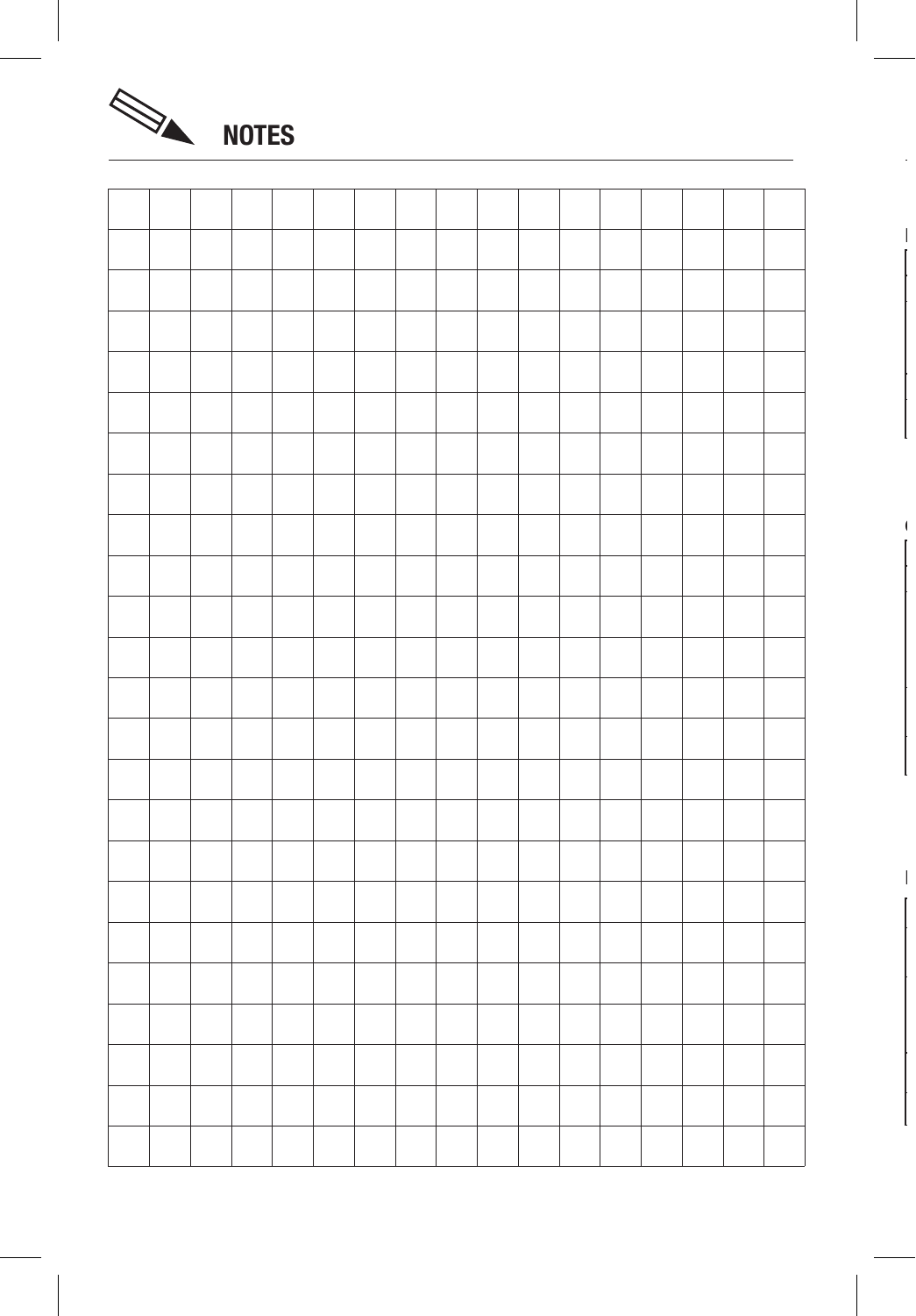## NOTES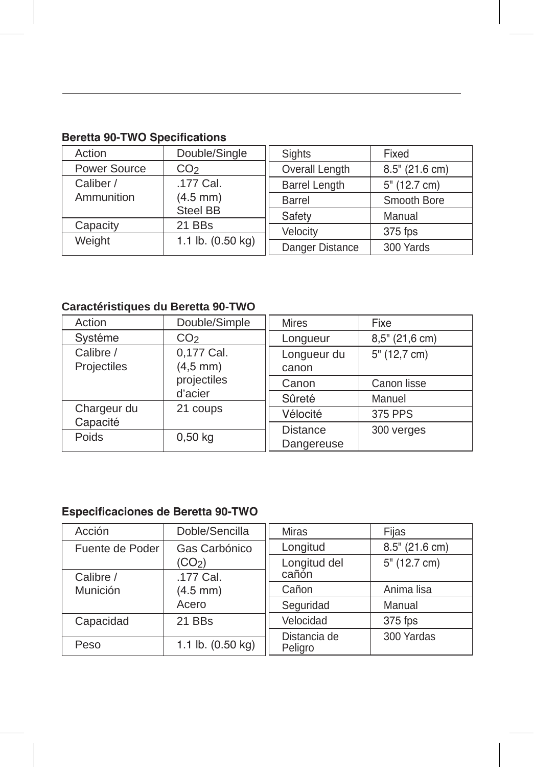**Beretta 90-TWO Specifications**

| Action | Double/Single |
|---|---|
| Power Source | $CO_2$ |
| Caliber / Ammunition | .177 Cal. (4.5 mm) Steel BB |
| Capacity | 21 BBs |
| Weight | 1.1 lb. (0.50 kg) |

| Sights | Fixed |
|---|---|
| Overall Length | 8.5" (21.6 cm) |
| Barrel Length | 5" (12.7 cm) |
| Barrel | Smooth Bore |
| Safety | Manual |
| Velocity | 375 fps |
| Danger Distance | 300 Yards |

**Caractéristiques du Beretta 90-TWO**

| Action | Double/Simple |
|---|---|
| Systéme | $CO_2$ |
| Calibre / Projectiles | 0,177 Cal. (4,5 mm) projectiles d'acier |
| Chargeur du Capacité | 21 coups |
| Poids | 0,50 kg |

| Mires | Fixe |
|---|---|
| Longueur | 8,5" (21,6 cm) |
| Longueur du canon | 5" (12,7 cm) |
| Canon | Canon lisse |
| Sûreté | Manuel |
| Vélocité | 375 PPS |
| Distance Dangereuse | 300 verges |

**Especificaciones de Beretta 90-TWO**

| Acción | Doble/Sencilla |
|---|---|
| Fuente de Poder | Gas Carbónico ($CO_2$) |
| Calibre / Munición | .177 Cal. (4.5 mm) Acero |
| Capacidad | 21 BBs |
| Peso | 1.1 lb. (0.50 kg) |

| Miras | Fijas |
|---|---|
| Longitud | 8.5" (21.6 cm) |
| Longitud del cañón | 5" (12.7 cm) |
| Cañon | Anima lisa |
| Seguridad | Manual |
| Velocidad | 375 fps |
| Distancia de Peligro | 300 Yardas |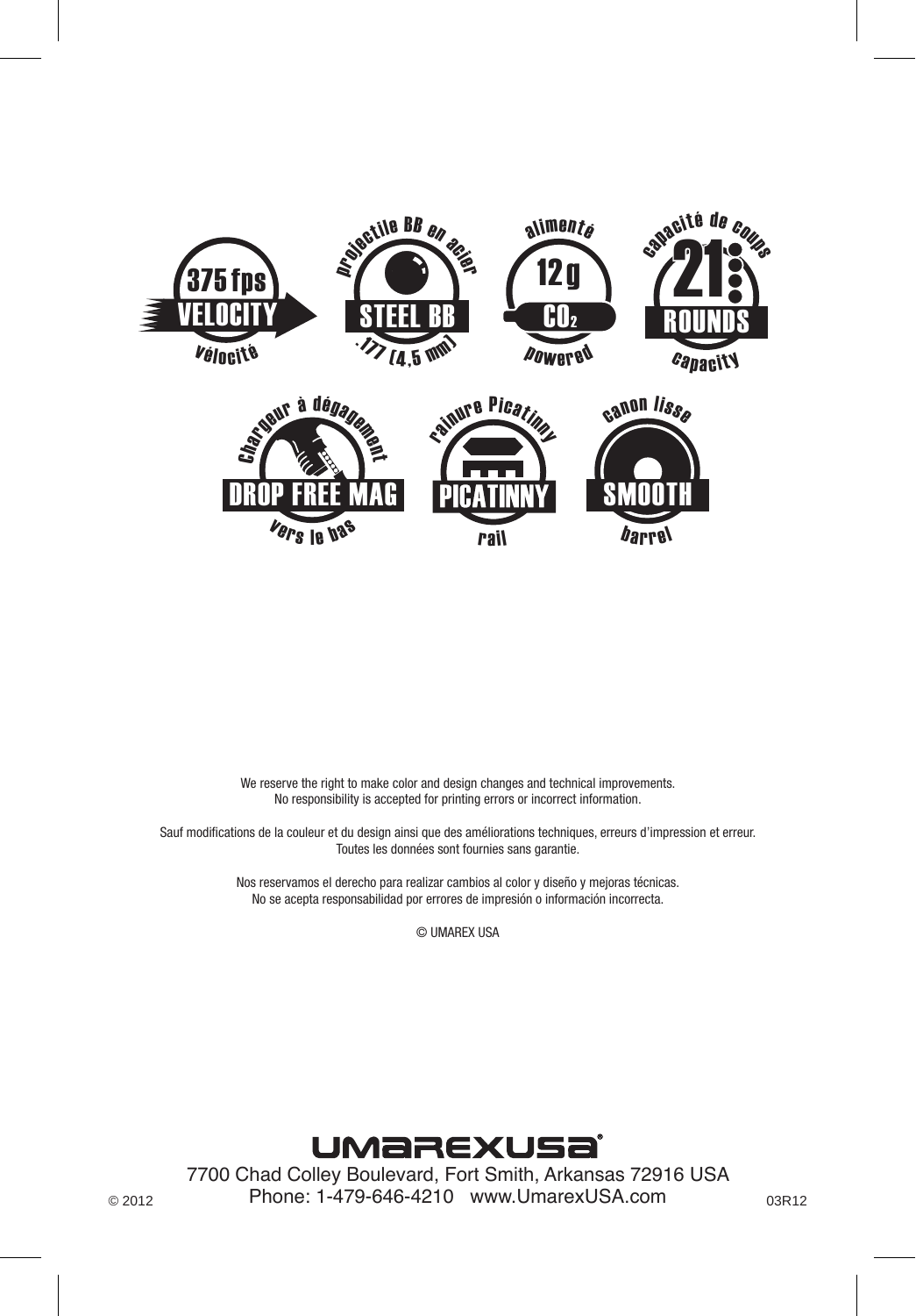375 fps
VELOCITY
vélocité

projectile BB en acier
STEEL BB
.177 (4,5 mm)

alimenté
12 g
$CO_2$
powered

capacité de coups
21
ROUNDS
capacity

Chargeur à dégagement
DROP FREE MAG
vers le bas

rainure Picatinny
PICATINNY
rail

canon lisse
SMOOTH
barrel

We reserve the right to make color and design changes and technical improvements.
No responsibility is accepted for printing errors or incorrect information.

Sauf modifications de la couleur et du design ainsi que des améliorations techniques, erreurs d'impression et erreur.
Toutes les données sont fournies sans garantie.

Nos reservamos el derecho para realizar cambios al color y diseño y mejoras técnicas.
No se acepta responsabilidad por errores de impresión o información incorrecta.

© UMAREX USA

UMAREXUSA®

7700 Chad Colley Boulevard, Fort Smith, Arkansas 72916 USA
Phone: 1-479-646-4210 www.UmarexUSA.com

© 2012

03R12